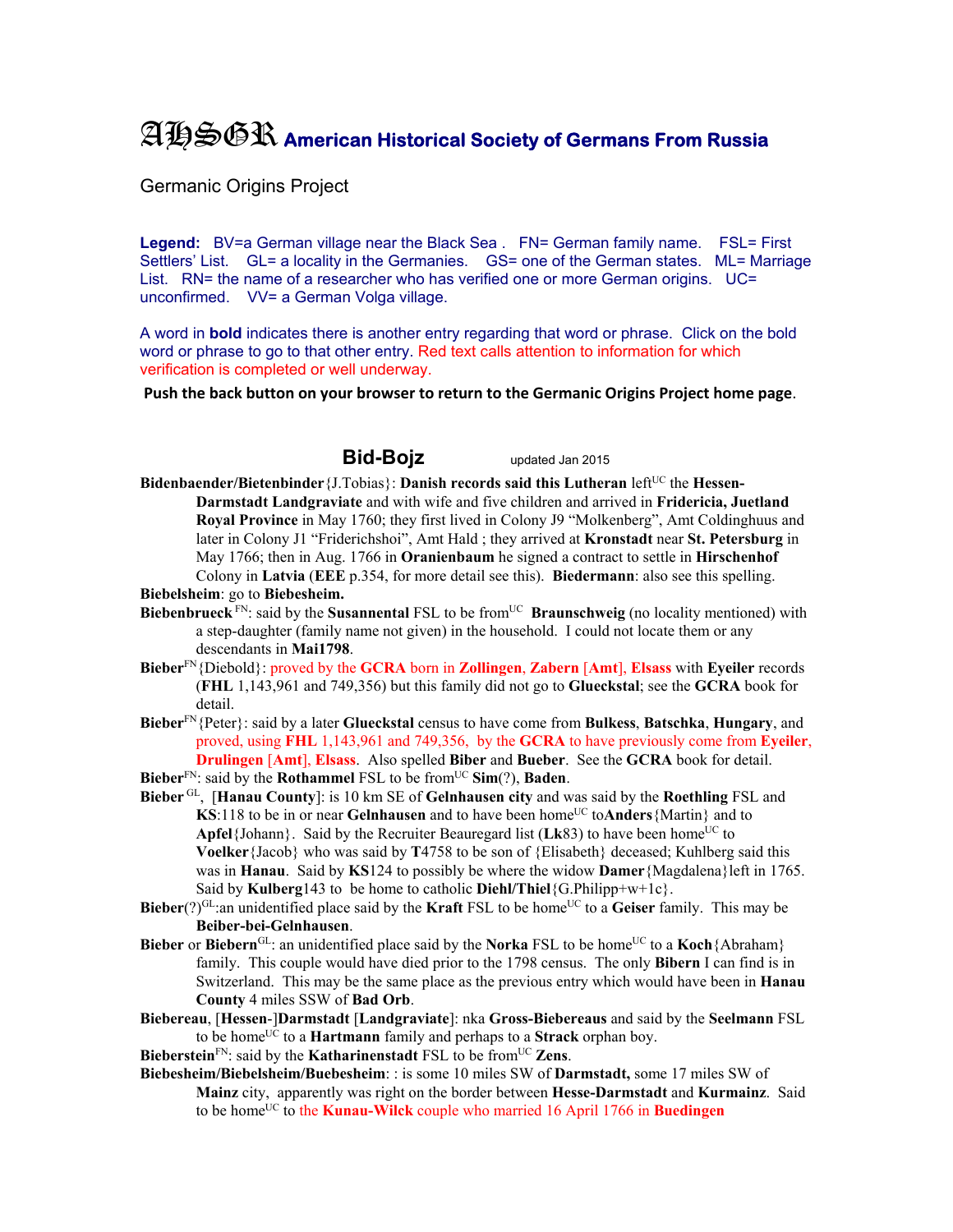# AHSGR American Historical Society of Germans From Russia

Germanic Origins Project

**Legend:** BV=a German village near the Black Sea . FN= German family name. FSL= First Settlers' List. GL= a locality in the Germanies. GS= one of the German states. ML= Marriage List. RN= the name of a researcher who has verified one or more German origins. UC= unconfirmed. VV= a German Volga village.

A word in **bold** indicates there is another entry regarding that word or phrase. Click on the bold word or phrase to go to that other entry. Red text calls attention to information for which verification is completed or well underway.

**Push the back button on your browser to return to the Germanic Origins Project home page**.

## Bid-Bojz

updated Jan 2015

**Bidenbaender/Bietenbinder**{J.Tobias}: **Danish records said this Lutheran** left[UC] the **Hessen-Darmstadt Landgraviate** and with wife and five children and arrived in **Fridericia, Juetland Royal Province** in May 1760; they first lived in Colony J9 "Molkenberg", Amt Coldinghuus and later in Colony J1 "Friderichshoi", Amt Hald ; they arrived at **Kronstadt** near **St. Petersburg** in May 1766; then in Aug. 1766 in **Oranienbaum** he signed a contract to settle in **Hirschenhof** Colony in **Latvia** (**EEE** p.354, for more detail see this). **Biedermann**: also see this spelling.

**Biebelsheim**: go to **Biebesheim.**

**Biebenbrueck** [FN]: said by the **Susannental** FSL to be from[UC] **Braunschweig** (no locality mentioned) with a step-daughter (family name not given) in the household. I could not locate them or any descendants in **Mai1798**.

**Bieber**[FN]{Diebold}: proved by the **GCRA** born in **Zollingen**, **Zabern** [**Amt**], **Elsass** with **Eyeiler** records (**FHL** 1,143,961 and 749,356) but this family did not go to **Glueckstal**; see the **GCRA** book for detail.

**Bieber**[FN]{Peter}: said by a later **Glueckstal** census to have come from **Bulkess**, **Batschka**, **Hungary**, and proved, using **FHL** 1,143,961 and 749,356, by the **GCRA** to have previously come from **Eyeiler**, **Drulingen** [**Amt**], **Elsass**. Also spelled **Biber** and **Bueber**. See the **GCRA** book for detail.

**Bieber**[FN]: said by the **Rothammel** FSL to be from[UC] **Sim**(?), **Baden**.

**Bieber** [GL], [**Hanau County**]: is 10 km SE of **Gelnhausen city** and was said by the **Roethling** FSL and **KS**:118 to be in or near **Gelnhausen** and to have been home[UC] to**Anders**{Martin} and to **Apfel**{Johann}. Said by the Recruiter Beauregard list (**Lk**83) to have been home[UC] to **Voelker**{Jacob} who was said by **T**4758 to be son of {Elisabeth} deceased; Kuhlberg said this was in **Hanau**. Said by **KS**124 to possibly be where the widow **Damer**{Magdalena}left in 1765. Said by **Kulberg**143 to be home to catholic **Diehl/Thiel**{G.Philipp+w+1c}.

**Bieber**(?)[GL]:an unidentified place said by the **Kraft** FSL to be home[UC] to a **Geiser** family. This may be **Beiber-bei-Gelnhausen**.

**Bieber** or **Biebern**[GL]: an unidentified place said by the **Norka** FSL to be home[UC] to a **Koch**{Abraham} family. This couple would have died prior to the 1798 census. The only **Bibern** I can find is in Switzerland. This may be the same place as the previous entry which would have been in **Hanau County** 4 miles SSW of **Bad Orb**.

**Biebereau**, [**Hessen**-]**Darmstadt** [**Landgraviate**]: nka **Gross-Biebereaus** and said by the **Seelmann** FSL to be home[UC] to a **Hartmann** family and perhaps to a **Strack** orphan boy.

**Bieberstein**[FN]: said by the **Katharinenstadt** FSL to be from[UC] **Zens**.

**Biebesheim/Biebelsheim/Buebesheim**: : is some 10 miles SW of **Darmstadt,** some 17 miles SW of **Mainz** city, apparently was right on the border between **Hesse-Darmstadt** and **Kurmainz**. Said to be home[UC] to the **Kunau-Wilck** couple who married 16 April 1766 in **Buedingen**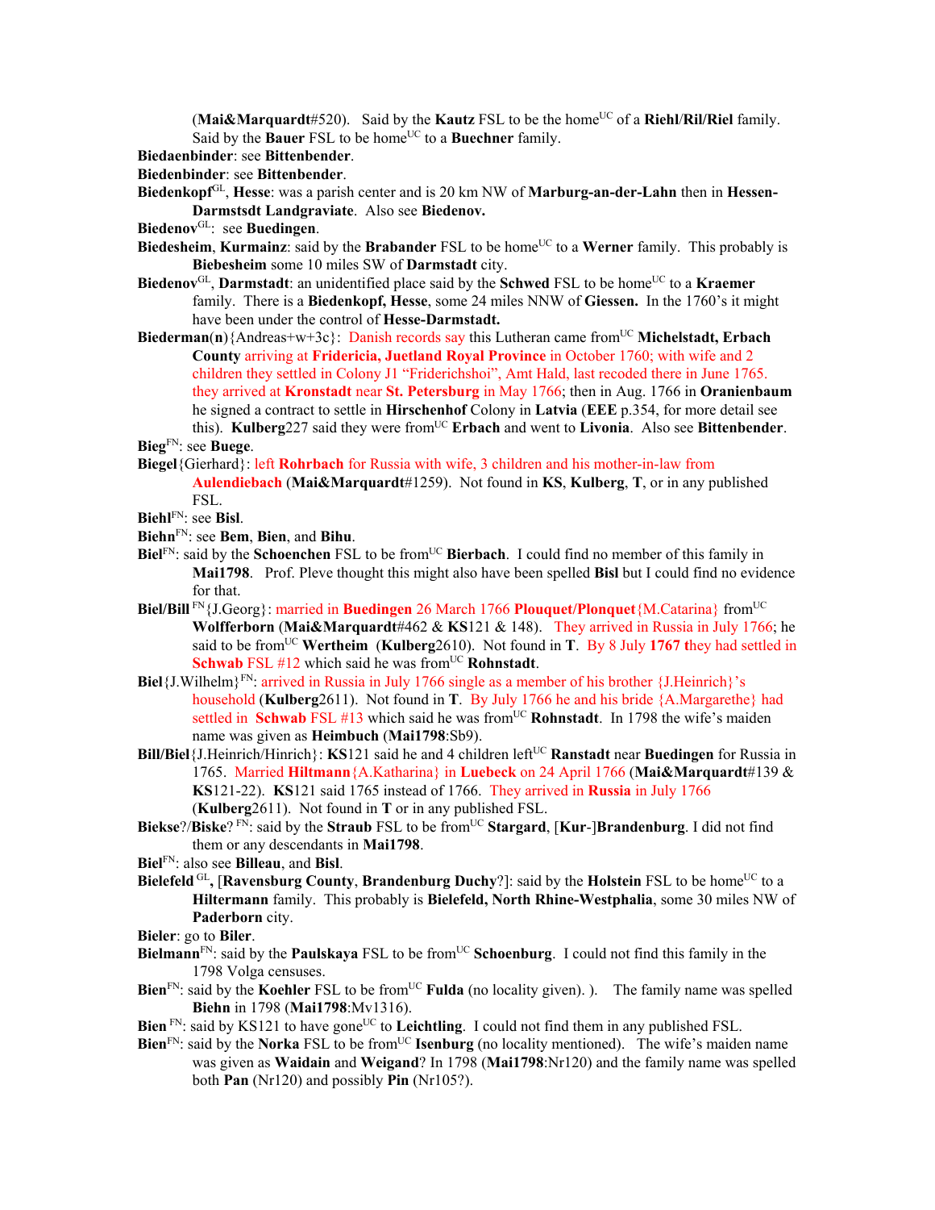(**Mai&Marquardt**#520). Said by the **Kautz** FSL to be the home[UC] of a **Riehl**/**Ril/Riel** family. Said by the **Bauer** FSL to be home[UC] to a **Buechner** family.

**Biedaenbinder**: see **Bittenbender**.

**Biedenbinder**: see **Bittenbender**.

**Biedenkopf**[GL], **Hesse**: was a parish center and is 20 km NW of **Marburg-an-der-Lahn** then in **Hessen-Darmstsdt Landgraviate**. Also see **Biedenov.**

**Biedenov**[GL]: see **Buedingen**.

**Biedesheim**, **Kurmainz**: said by the **Brabander** FSL to be home[UC] to a **Werner** family. This probably is **Biebesheim** some 10 miles SW of **Darmstadt** city.

**Biedenov**[GL], **Darmstadt**: an unidentified place said by the **Schwed** FSL to be home[UC] to a **Kraemer** family. There is a **Biedenkopf, Hesse**, some 24 miles NNW of **Giessen.** In the 1760's it might have been under the control of **Hesse-Darmstadt.**

**Biederman**(**n**){Andreas+w+3c}: Danish records say this Lutheran came from[UC] **Michelstadt, Erbach County** arriving at **Fridericia, Juetland Royal Province** in October 1760; with wife and 2 children they settled in Colony J1 "Friderichshoi", Amt Hald, last recoded there in June 1765. they arrived at **Kronstadt** near **St. Petersburg** in May 1766; then in Aug. 1766 in **Oranienbaum** he signed a contract to settle in **Hirschenhof** Colony in **Latvia** (**EEE** p.354, for more detail see this). **Kulberg**227 said they were from[UC] **Erbach** and went to **Livonia**. Also see **Bittenbender**.

**Bieg**[FN]: see **Buege**.

**Biegel**{Gierhard}: left **Rohrbach** for Russia with wife, 3 children and his mother-in-law from **Aulendiebach** (**Mai&Marquardt**#1259). Not found in **KS**, **Kulberg**, **T**, or in any published FSL.

**Biehl**[FN]: see **Bisl**.

**Biehn**[FN]: see **Bem**, **Bien**, and **Bihu**.

**Biel**[FN]: said by the **Schoenchen** FSL to be from[UC] **Bierbach**. I could find no member of this family in **Mai1798**. Prof. Pleve thought this might also have been spelled **Bisl** but I could find no evidence for that.

**Biel/Bill** [FN]{J.Georg}: married in **Buedingen** 26 March 1766 **Plouquet/Plonquet**{M.Catarina} from[UC] **Wolfferborn** (**Mai&Marquardt**#462 & **KS**121 & 148). They arrived in Russia in July 1766; he said to be from[UC] **Wertheim** (**Kulberg**2610). Not found in **T**. By 8 July **1767** they had settled in **Schwab** FSL #12 which said he was from[UC] **Rohnstadt**.

**Biel**{J.Wilhelm}[FN]: arrived in Russia in July 1766 single as a member of his brother {J.Heinrich}'s household (**Kulberg**2611). Not found in **T**. By July 1766 he and his bride {A.Margarethe} had settled in **Schwab** FSL #13 which said he was from[UC] **Rohnstadt**. In 1798 the wife's maiden name was given as **Heimbuch** (**Mai1798**:Sb9).

**Bill/Biel**{J.Heinrich/Hinrich}: **KS**121 said he and 4 children left[UC] **Ranstadt** near **Buedingen** for Russia in 1765. Married **Hiltmann**{A.Katharina} in **Luebeck** on 24 April 1766 (**Mai&Marquardt**#139 & **KS**121-22). **KS**121 said 1765 instead of 1766. They arrived in **Russia** in July 1766 (**Kulberg**2611). Not found in **T** or in any published FSL.

**Biekse**?/**Biske**? [FN]: said by the **Straub** FSL to be from[UC] **Stargard**, [**Kur**-]**Brandenburg**. I did not find them or any descendants in **Mai1798**.

**Biel**[FN]: also see **Billeau**, and **Bisl**.

**Bielefeld** [GL]**,** [**Ravensburg County**, **Brandenburg Duchy**?]: said by the **Holstein** FSL to be home[UC] to a **Hiltermann** family. This probably is **Bielefeld, North Rhine-Westphalia**, some 30 miles NW of **Paderborn** city.

**Bieler**: go to **Biler**.

**Bielmann**[FN]: said by the **Paulskaya** FSL to be from[UC] **Schoenburg**. I could not find this family in the 1798 Volga censuses.

**Bien**[FN]: said by the **Koehler** FSL to be from[UC] **Fulda** (no locality given). ). The family name was spelled **Biehn** in 1798 (**Mai1798**:Mv1316).

**Bien** [FN]: said by KS121 to have gone[UC] to **Leichtling**. I could not find them in any published FSL.

**Bien**[FN]: said by the **Norka** FSL to be from[UC] **Isenburg** (no locality mentioned). The wife's maiden name was given as **Waidain** and **Weigand**? In 1798 (**Mai1798**:Nr120) and the family name was spelled both **Pan** (Nr120) and possibly **Pin** (Nr105?).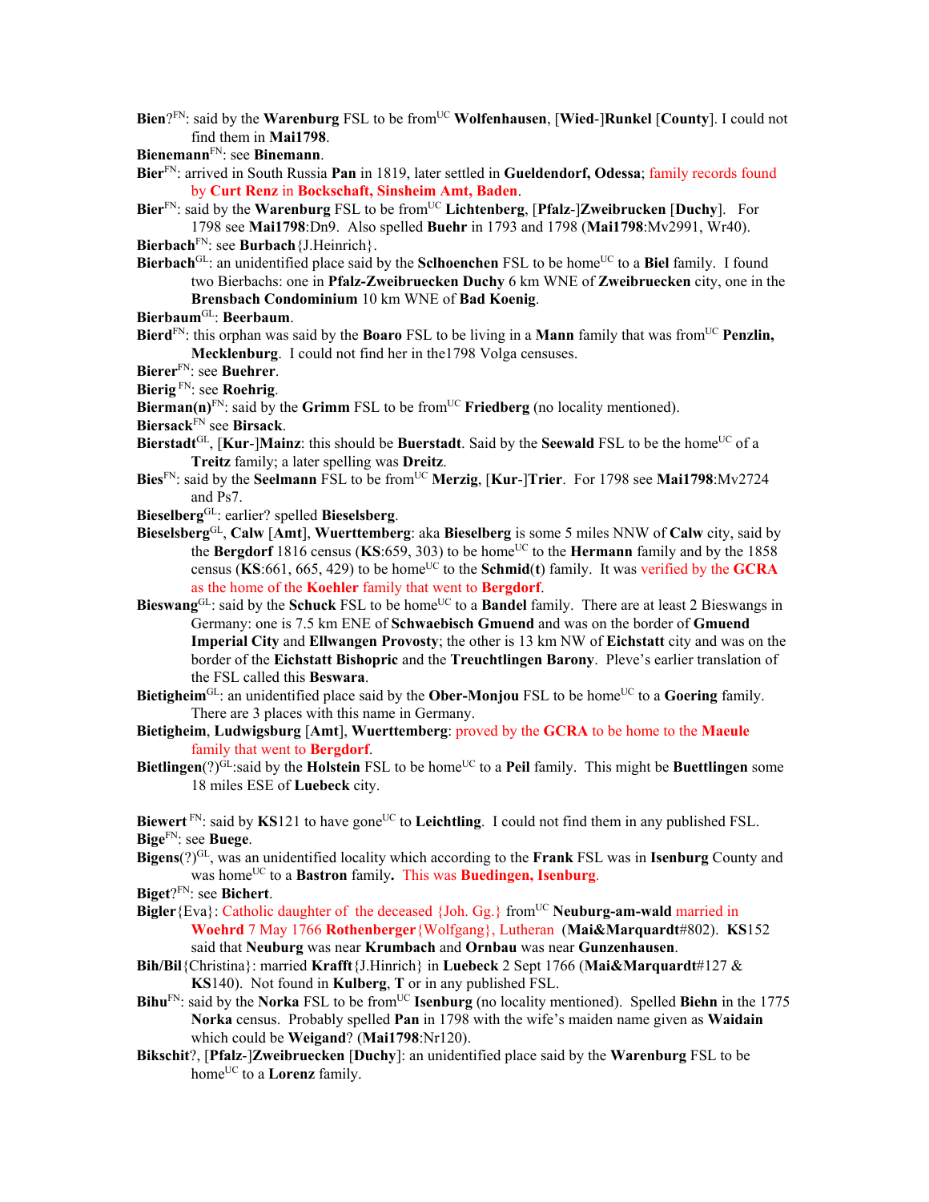**Bien**?[FN]: said by the **Warenburg** FSL to be from[UC] **Wolfenhausen**, [**Wied**-]**Runkel** [**County**]. I could not find them in **Mai1798**.

**Bienemann**[FN]: see **Binemann**.

**Bier**[FN]: arrived in South Russia **Pan** in 1819, later settled in **Gueldendorf, Odessa**; family records found by **Curt Renz** in **Bockschaft, Sinsheim Amt, Baden**.

**Bier**[FN]: said by the **Warenburg** FSL to be from[UC] **Lichtenberg**, [**Pfalz**-]**Zweibrucken** [**Duchy**]. For 1798 see **Mai1798**:Dn9. Also spelled **Buehr** in 1793 and 1798 (**Mai1798**:Mv2991, Wr40).

**Bierbach**[FN]: see **Burbach**{J.Heinrich}.

**Bierbach**[GL]: an unidentified place said by the **Sclhoenchen** FSL to be home[UC] to a **Biel** family. I found two Bierbachs: one in **Pfalz-Zweibruecken Duchy** 6 km WNE of **Zweibruecken** city, one in the **Brensbach Condominium** 10 km WNE of **Bad Koenig**.

**Bierbaum**[GL]: **Beerbaum**.

**Bierd**[FN]: this orphan was said by the **Boaro** FSL to be living in a **Mann** family that was from[UC] **Penzlin, Mecklenburg**. I could not find her in the1798 Volga censuses.

**Bierer**[FN]: see **Buehrer**.

**Bierig** [FN]: see **Roehrig**.

**Bierman(n)**[FN]: said by the **Grimm** FSL to be from[UC] **Friedberg** (no locality mentioned).

**Biersack**[FN] see **Birsack**.

**Bierstadt**[GL], [**Kur**-]**Mainz**: this should be **Buerstadt**. Said by the **Seewald** FSL to be the home[UC] of a **Treitz** family; a later spelling was **Dreitz**.

**Bies**[FN]: said by the **Seelmann** FSL to be from[UC] **Merzig**, [**Kur**-]**Trier**. For 1798 see **Mai1798**:Mv2724 and Ps7.

**Bieselberg**[GL]: earlier? spelled **Bieselsberg**.

**Bieselsberg**[GL], **Calw** [**Amt**], **Wuerttemberg**: aka **Bieselberg** is some 5 miles NNW of **Calw** city, said by the **Bergdorf** 1816 census (**KS**:659, 303) to be home[UC] to the **Hermann** family and by the 1858 census (**KS**:661, 665, 429) to be home[UC] to the **Schmid**(**t**) family. It was verified by the **GCRA** as the home of the **Koehler** family that went to **Bergdorf**.

**Bieswang**[GL]: said by the **Schuck** FSL to be home[UC] to a **Bandel** family. There are at least 2 Bieswangs in Germany: one is 7.5 km ENE of **Schwaebisch Gmuend** and was on the border of **Gmuend Imperial City** and **Ellwangen Provosty**; the other is 13 km NW of **Eichstatt** city and was on the border of the **Eichstatt Bishopric** and the **Treuchtlingen Barony**. Pleve's earlier translation of the FSL called this **Beswara**.

**Bietigheim**[GL]: an unidentified place said by the **Ober-Monjou** FSL to be home[UC] to a **Goering** family. There are 3 places with this name in Germany.

**Bietigheim**, **Ludwigsburg** [**Amt**], **Wuerttemberg**: proved by the **GCRA** to be home to the **Maeule** family that went to **Bergdorf**.

**Bietlingen**(?)[GL]:said by the **Holstein** FSL to be home[UC] to a **Peil** family. This might be **Buettlingen** some 18 miles ESE of **Luebeck** city.

**Biewert** [FN]: said by **KS**121 to have gone[UC] to **Leichtling**. I could not find them in any published FSL.

**Bige**[FN]: see **Buege**.

**Bigens**(?)[GL], was an unidentified locality which according to the **Frank** FSL was in **Isenburg** County and was home[UC] to a **Bastron** family**.** This was **Buedingen, Isenburg**.

**Biget**?[FN]: see **Bichert**.

**Bigler**{Eva}: Catholic daughter of the deceased {Joh. Gg.} from[UC] **Neuburg-am-wald** married in **Woehrd** 7 May 1766 **Rothenberger**{Wolfgang}, Lutheran (**Mai&Marquardt**#802). **KS**152 said that **Neuburg** was near **Krumbach** and **Ornbau** was near **Gunzenhausen**.

**Bih/Bil**{Christina}: married **Krafft**{J.Hinrich} in **Luebeck** 2 Sept 1766 (**Mai&Marquardt**#127 & **KS**140). Not found in **Kulberg**, **T** or in any published FSL.

**Bihu**[FN]: said by the **Norka** FSL to be from[UC] **Isenburg** (no locality mentioned). Spelled **Biehn** in the 1775 **Norka** census. Probably spelled **Pan** in 1798 with the wife's maiden name given as **Waidain** which could be **Weigand**? (**Mai1798**:Nr120).

**Bikschit**?, [**Pfalz**-]**Zweibruecken** [**Duchy**]: an unidentified place said by the **Warenburg** FSL to be home[UC] to a **Lorenz** family.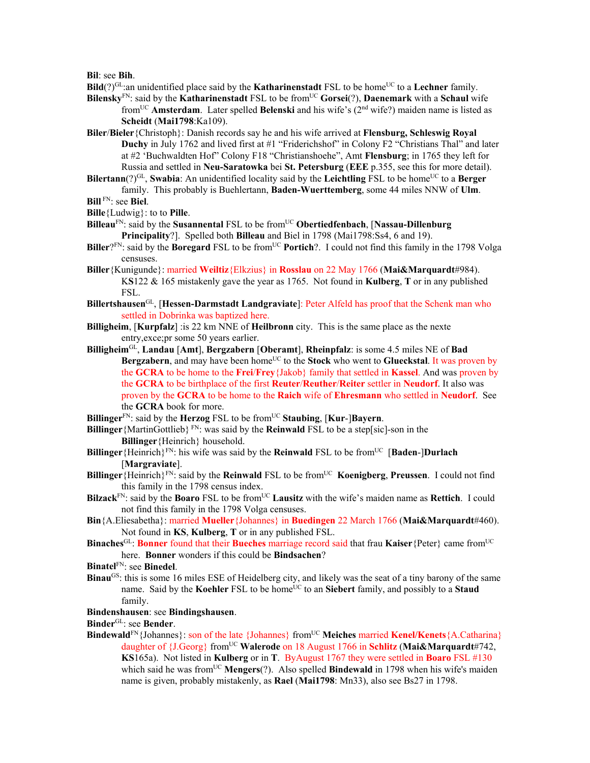**Bil**: see **Bih**.

**Bild**(?)GL:an unidentified place said by the **Katharinenstadt** FSL to be homeUC to a **Lechner** family.

**Bilensky**FN: said by the **Katharinenstadt** FSL to be fromUC **Gorsei**(?), **Daenemark** with a **Schaul** wife fromUC **Amsterdam**. Later spelled **Belenski** and his wife's (2nd wife?) maiden name is listed as **Scheidt** (**Mai1798**:Ka109).

**Biler**/**Bieler**{Christoph}: Danish records say he and his wife arrived at **Flensburg, Schleswig Royal Duchy** in July 1762 and lived first at #1 "Friderichshof" in Colony F2 "Christians Thal" and later at #2 'Buchwaldten Hof" Colony F18 "Christianshoehe", Amt **Flensburg**; in 1765 they left for Russia and settled in **Neu-Saratowka** bei **St. Petersburg** (**EEE** p.355, see this for more detail).

**Bilertann**(?)GL, **Swabia**: An unidentified locality said by the **Leichtling** FSL to be homeUC to a **Berger** family. This probably is Buehlertann, **Baden-Wuerttemberg**, some 44 miles NNW of **Ulm**.

**Bill** FN: see **Biel**.

**Bille**{Ludwig}: to to **Pille**.

**Billeau**FN: said by the **Susannental** FSL to be fromUC **Obertiedfenbach**, [**Nassau-Dillenburg Principality**?]. Spelled both **Billeau** and Biel in 1798 (Mai1798:Ss4, 6 and 19).

**Biller**?FN: said by the **Boregard** FSL to be fromUC **Portich**?. I could not find this family in the 1798 Volga censuses.

**Biller**{Kunigunde}: married **Weiltiz**{Elkzius} in **Rosslau** on 22 May 1766 (**Mai&Marquardt**#984). K**S**122 & 165 mistakenly gave the year as 1765. Not found in **Kulberg**, **T** or in any published FSL.

**Billertshausen**GL, [**Hessen-Darmstadt Landgraviate**]: Peter Alfeld has proof that the Schenk man who settled in Dobrinka was baptized here.

**Billigheim**, [**Kurpfalz**] :is 22 km NNE of **Heilbronn** city. This is the same place as the nexte entry,exce;pr some 50 years earlier.

**Billigheim**GL, **Landau** [**Amt**], **Bergzabern** [**Oberamt**], **Rheinpfalz**: is some 4.5 miles NE of **Bad Bergzabern**, and may have been homeUC to the **Stock** who went to **Glueckstal**. It was proven by the **GCRA** to be home to the **Frei**/**Frey**{Jakob} family that settled in **Kassel**. And was proven by the **GCRA** to be birthplace of the first **Reuter**/**Reuther**/**Reiter** settler in **Neudorf**. It also was proven by the **GCRA** to be home to the **Raich** wife of **Ehresmann** who settled in **Neudorf**. See the **GCRA** book for more.

**Billinger**FN: said by the **Herzog** FSL to be fromUC **Staubing**, [**Kur**-]**Bayern**.

**Billinger**{MartinGottlieb} FN: was said by the **Reinwald** FSL to be a step[sic]-son in the **Billinger**{Heinrich} household.

**Billinger**{Heinrich}FN: his wife was said by the **Reinwald** FSL to be fromUC [**Baden**-]**Durlach** [**Margraviate**].

**Billinger**{Heinrich}FN: said by the **Reinwald** FSL to be fromUC **Koenigberg**, **Preussen**. I could not find this family in the 1798 census index.

**Bilzack**FN: said by the **Boaro** FSL to be fromUC **Lausitz** with the wife's maiden name as **Rettich**. I could not find this family in the 1798 Volga censuses.

**Bin**{A.Eliesabetha}: married **Mueller**{Johannes} in **Buedingen** 22 March 1766 (**Mai&Marquardt**#460). Not found in **KS**, **Kulberg**, **T** or in any published FSL.

**Binaches**GL: **Bonner** found that their **Bueches** marriage record said that frau **Kaiser**{Peter} came fromUC here. **Bonner** wonders if this could be **Bindsachen**?

**Binatel**FN: see **Binedel**.

**Binau**GS: this is some 16 miles ESE of Heidelberg city, and likely was the seat of a tiny barony of the same name. Said by the **Koehler** FSL to be homeUC to an **Siebert** family, and possibly to a **Staud** family.

**Bindenshausen**: see **Bindingshausen**.

**Binder**GL: see **Bender**.

**Bindewald**FN{Johannes}: son of the late {Johannes} fromUC **Meiches** married **Kenel/Kenets**{A.Catharina} daughter of {J.Georg} fromUC **Walerode** on 18 August 1766 in **Schlitz** (**Mai&Marquardt**#742, **KS**165a). Not listed in **Kulberg** or in **T**. ByAugust 1767 they were settled in **Boaro** FSL #130 which said he was fromUC **Mengers**(?). Also spelled **Bindewald** in 1798 when his wife's maiden name is given, probably mistakenly, as **Rael** (**Mai1798**: Mn33), also see Bs27 in 1798.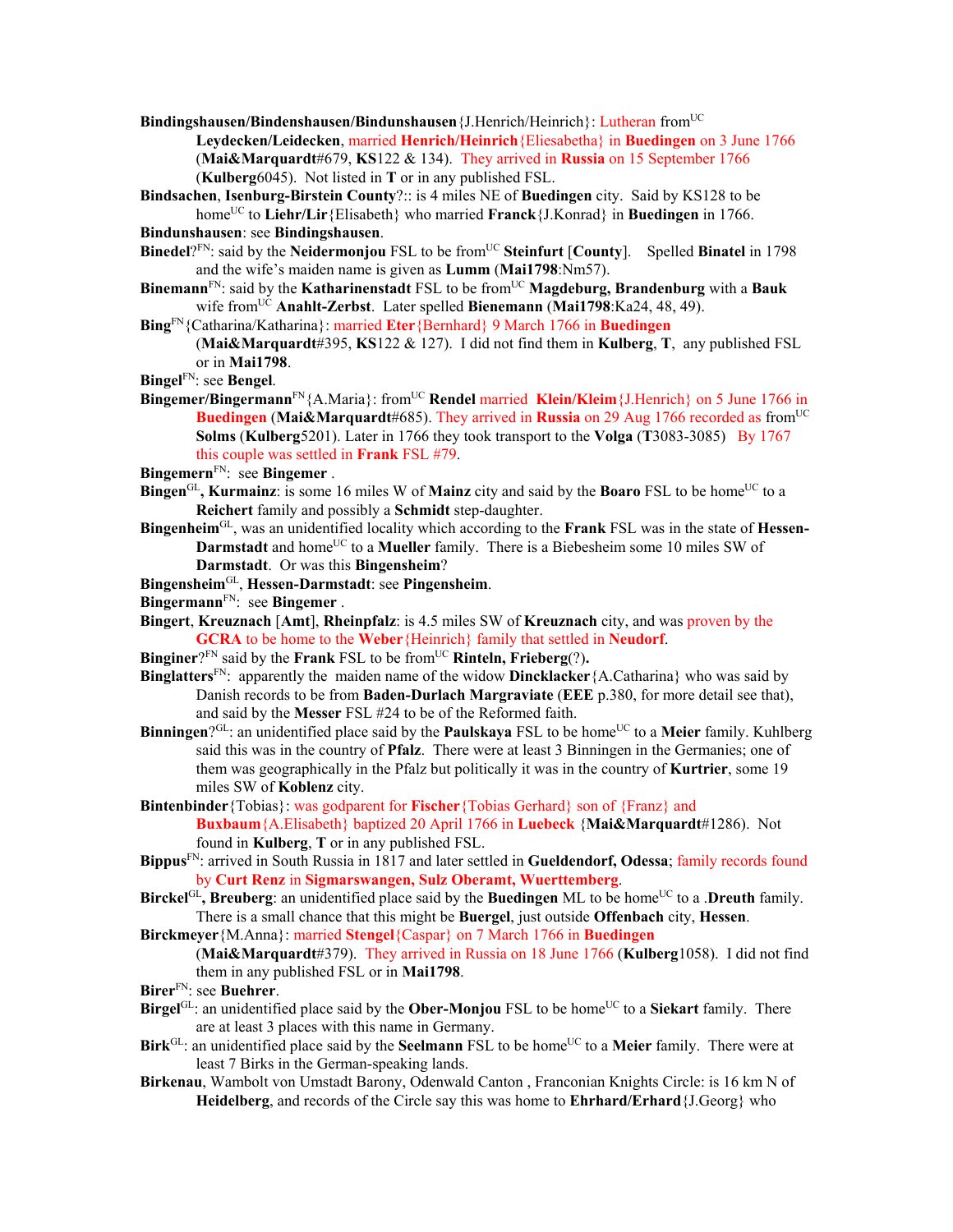**Bindingshausen/Bindenshausen/Bindunshausen**{J.Henrich/Heinrich}: Lutheran from[UC] **Leydecken/Leidecken**, married **Henrich/Heinrich**{Eliesabetha} in **Buedingen** on 3 June 1766 (**Mai&Marquardt**#679, **KS**122 & 134). They arrived in **Russia** on 15 September 1766 (**Kulberg**6045). Not listed in **T** or in any published FSL.

**Bindsachen**, **Isenburg-Birstein County**?:: is 4 miles NE of **Buedingen** city. Said by KS128 to be home[UC] to **Liehr/Lir**{Elisabeth} who married **Franck**{J.Konrad} in **Buedingen** in 1766.

**Bindunshausen**: see **Bindingshausen**.

**Binedel**?[FN]: said by the **Neidermonjou** FSL to be from[UC] **Steinfurt** [**County**]. Spelled **Binatel** in 1798 and the wife's maiden name is given as **Lumm** (**Mai1798**:Nm57).

**Binemann**[FN]: said by the **Katharinenstadt** FSL to be from[UC] **Magdeburg, Brandenburg** with a **Bauk** wife from[UC] **Anahlt-Zerbst**. Later spelled **Bienemann** (**Mai1798**:Ka24, 48, 49).

**Bing**[FN]{Catharina/Katharina}: married **Eter**{Bernhard} 9 March 1766 in **Buedingen** (**Mai&Marquardt**#395, **KS**122 & 127). I did not find them in **Kulberg**, **T**, any published FSL or in **Mai1798**.

**Bingel**[FN]: see **Bengel**.

**Bingemer/Bingermann**[FN]{A.Maria}: from[UC] **Rendel** married **Klein/Kleim**{J.Henrich} on 5 June 1766 in **Buedingen** (**Mai&Marquardt**#685). They arrived in **Russia** on 29 Aug 1766 recorded as from[UC] **Solms** (**Kulberg**5201). Later in 1766 they took transport to the **Volga** (**T**3083-3085) By 1767 this couple was settled in **Frank** FSL #79.

**Bingemern**[FN]: see **Bingemer** .

**Bingen**[GL]**, Kurmainz**: is some 16 miles W of **Mainz** city and said by the **Boaro** FSL to be home[UC] to a **Reichert** family and possibly a **Schmidt** step-daughter.

**Bingenheim**[GL], was an unidentified locality which according to the **Frank** FSL was in the state of **Hessen-Darmstadt** and home[UC] to a **Mueller** family. There is a Biebesheim some 10 miles SW of **Darmstadt**. Or was this **Bingensheim**?

**Bingensheim**[GL], **Hessen-Darmstadt**: see **Pingensheim**.

**Bingermann**[FN]: see **Bingemer** .

**Bingert**, **Kreuznach** [**Amt**], **Rheinpfalz**: is 4.5 miles SW of **Kreuznach** city, and was proven by the **GCRA** to be home to the **Weber**{Heinrich} family that settled in **Neudorf**.

**Binginer**?[FN] said by the **Frank** FSL to be from[UC] **Rinteln, Frieberg**(?)**.**

**Binglatters**[FN]: apparently the maiden name of the widow **Dincklacker**{A.Catharina} who was said by Danish records to be from **Baden-Durlach Margraviate** (**EEE** p.380, for more detail see that), and said by the **Messer** FSL #24 to be of the Reformed faith.

**Binningen**?[GL]: an unidentified place said by the **Paulskaya** FSL to be home[UC] to a **Meier** family. Kuhlberg said this was in the country of **Pfalz**. There were at least 3 Binningen in the Germanies; one of them was geographically in the Pfalz but politically it was in the country of **Kurtrier**, some 19 miles SW of **Koblenz** city.

**Bintenbinder**{Tobias}: was godparent for **Fischer**{Tobias Gerhard} son of {Franz} and **Buxbaum**{A.Elisabeth} baptized 20 April 1766 in **Luebeck** {**Mai&Marquardt**#1286). Not found in **Kulberg**, **T** or in any published FSL.

**Bippus**[FN]: arrived in South Russia in 1817 and later settled in **Gueldendorf, Odessa**; family records found by **Curt Renz** in **Sigmarswangen, Sulz Oberamt, Wuerttemberg**.

**Birckel**[GL]**, Breuberg**: an unidentified place said by the **Buedingen** ML to be home[UC] to a .**Dreuth** family. There is a small chance that this might be **Buergel**, just outside **Offenbach** city, **Hessen**.

**Birckmeyer**{M.Anna}: married **Stengel**{Caspar} on 7 March 1766 in **Buedingen** (**Mai&Marquardt**#379). They arrived in Russia on 18 June 1766 (**Kulberg**1058). I did not find them in any published FSL or in **Mai1798**.

**Birer**[FN]: see **Buehrer**.

**Birgel**[GL]: an unidentified place said by the **Ober-Monjou** FSL to be home[UC] to a **Siekart** family. There are at least 3 places with this name in Germany.

**Birk**[GL]: an unidentified place said by the **Seelmann** FSL to be home[UC] to a **Meier** family. There were at least 7 Birks in the German-speaking lands.

**Birkenau**, Wambolt von Umstadt Barony, Odenwald Canton , Franconian Knights Circle: is 16 km N of **Heidelberg**, and records of the Circle say this was home to **Ehrhard/Erhard**{J.Georg} who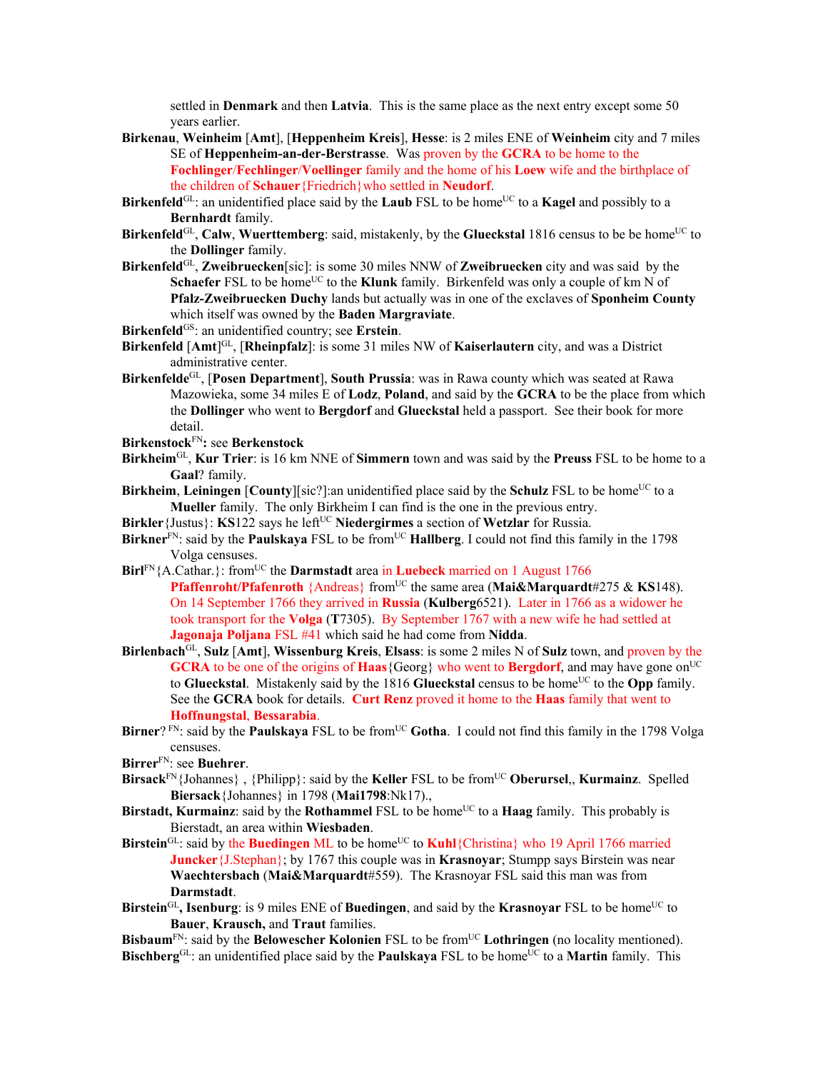settled in **Denmark** and then **Latvia**. This is the same place as the next entry except some 50 years earlier.

**Birkenau**, **Weinheim** [**Amt**], [**Heppenheim Kreis**], **Hesse**: is 2 miles ENE of **Weinheim** city and 7 miles SE of **Heppenheim-an-der-Berstrasse**. Was proven by the **GCRA** to be home to the **Fochlinger**/**Fechlinger**/**Voellinger** family and the home of his **Loew** wife and the birthplace of the children of **Schauer**{Friedrich}who settled in **Neudorf**.

**Birkenfeld**[GL]: an unidentified place said by the **Laub** FSL to be home[UC] to a **Kagel** and possibly to a **Bernhardt** family.

**Birkenfeld**[GL], **Calw**, **Wuerttemberg**: said, mistakenly, by the **Glueckstal** 1816 census to be be home[UC] to the **Dollinger** family.

**Birkenfeld**[GL], **Zweibruecken**[sic]: is some 30 miles NNW of **Zweibruecken** city and was said by the **Schaefer** FSL to be home[UC] to the **Klunk** family. Birkenfeld was only a couple of km N of **Pfalz-Zweibruecken Duchy** lands but actually was in one of the exclaves of **Sponheim County** which itself was owned by the **Baden Margraviate**.

**Birkenfeld**[GS]: an unidentified country; see **Erstein**.

**Birkenfeld** [**Amt**][GL], [**Rheinpfalz**]: is some 31 miles NW of **Kaiserlautern** city, and was a District administrative center.

**Birkenfelde**[GL], [**Posen Department**], **South Prussia**: was in Rawa county which was seated at Rawa Mazowieka, some 34 miles E of **Lodz**, **Poland**, and said by the **GCRA** to be the place from which the **Dollinger** who went to **Bergdorf** and **Glueckstal** held a passport. See their book for more detail.

**Birkenstock**[FN]**:** see **Berkenstock**

**Birkheim**[GL], **Kur Trier**: is 16 km NNE of **Simmern** town and was said by the **Preuss** FSL to be home to a **Gaal**? family.

**Birkheim**, **Leiningen** [**County**][sic?]:an unidentified place said by the **Schulz** FSL to be home[UC] to a **Mueller** family. The only Birkheim I can find is the one in the previous entry.

**Birkler**{Justus}: **KS**122 says he left[UC] **Niedergirmes** a section of **Wetzlar** for Russia.

**Birkner**[FN]: said by the **Paulskaya** FSL to be from[UC] **Hallberg**. I could not find this family in the 1798 Volga censuses.

**Birl**[FN]{A.Cathar.}: from[UC] the **Darmstadt** area in **Luebeck** married on 1 August 1766 **Pfaffenroht/Pfafenroth** {Andreas} from[UC] the same area (**Mai&Marquardt**#275 & **KS**148). On 14 September 1766 they arrived in **Russia** (**Kulberg**6521). Later in 1766 as a widower he took transport for the **Volga** (**T**7305). By September 1767 with a new wife he had settled at **Jagonaja Poljana** FSL #41 which said he had come from **Nidda**.

**Birlenbach**[GL], **Sulz** [**Amt**], **Wissenburg Kreis**, **Elsass**: is some 2 miles N of **Sulz** town, and proven by the **GCRA** to be one of the origins of **Haas**{Georg} who went to **Bergdorf**, and may have gone on[UC] to **Glueckstal**. Mistakenly said by the 1816 **Glueckstal** census to be home[UC] to the **Opp** family. See the **GCRA** book for details. **Curt Renz** proved it home to the **Haas** family that went to **Hoffnungstal**, **Bessarabia**.

**Birner**? [FN]: said by the **Paulskaya** FSL to be from[UC] **Gotha**. I could not find this family in the 1798 Volga censuses.

**Birrer**[FN]: see **Buehrer**.

**Birsack**[FN]{Johannes} , {Philipp}: said by the **Keller** FSL to be from[UC] **Oberursel**,, **Kurmainz**. Spelled **Biersack**{Johannes} in 1798 (**Mai1798**:Nk17).,

**Birstadt, Kurmainz**: said by the **Rothammel** FSL to be home[UC] to a **Haag** family. This probably is Bierstadt, an area within **Wiesbaden**.

**Birstein**[GL]: said by the **Buedingen** ML to be home[UC] to **Kuhl**{Christina} who 19 April 1766 married **Juncker**{J.Stephan}; by 1767 this couple was in **Krasnoyar**; Stumpp says Birstein was near **Waechtersbach** (**Mai&Marquardt**#559). The Krasnoyar FSL said this man was from **Darmstadt**.

**Birstein**[GL]**, Isenburg**: is 9 miles ENE of **Buedingen**, and said by the **Krasnoyar** FSL to be home[UC] to **Bauer**, **Krausch,** and **Traut** families.

**Bisbaum**[FN]: said by the **Belowescher Kolonien** FSL to be from[UC] **Lothringen** (no locality mentioned).

**Bischberg**[GL]: an unidentified place said by the **Paulskaya** FSL to be home[UC] to a **Martin** family. This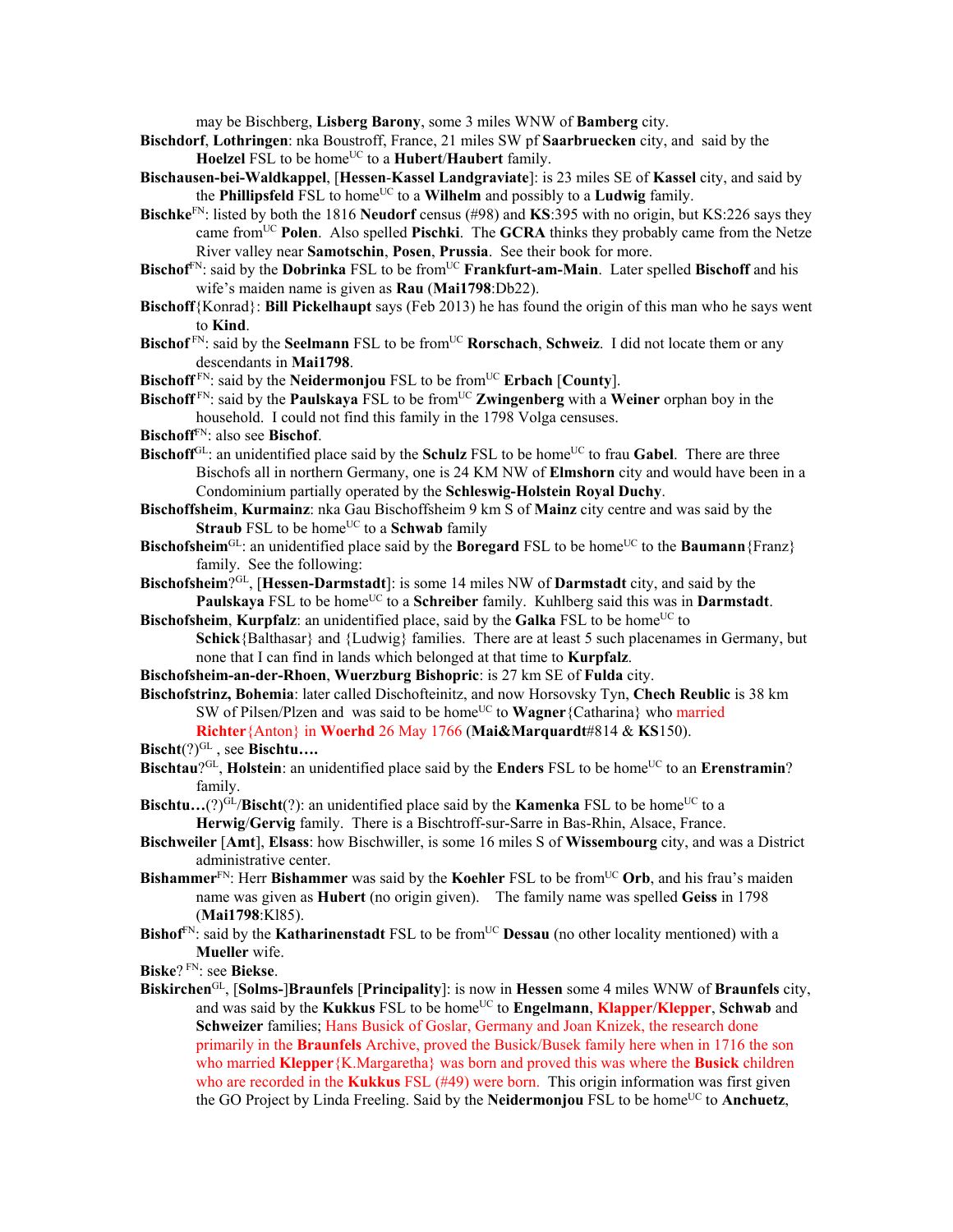may be Bischberg, **Lisberg Barony**, some 3 miles WNW of **Bamberg** city.

**Bischdorf**, **Lothringen**: nka Boustroff, France, 21 miles SW pf **Saarbruecken** city, and said by the **Hoelzel** FSL to be home[UC] to a **Hubert**/**Haubert** family.

**Bischausen-bei-Waldkappel**, [**Hessen**-**Kassel Landgraviate**]: is 23 miles SE of **Kassel** city, and said by the **Phillipsfeld** FSL to home[UC] to a **Wilhelm** and possibly to a **Ludwig** family.

**Bischke**[FN]: listed by both the 1816 **Neudorf** census (#98) and **KS**:395 with no origin, but KS:226 says they came from[UC] **Polen**. Also spelled **Pischki**. The **GCRA** thinks they probably came from the Netze River valley near **Samotschin**, **Posen**, **Prussia**. See their book for more.

**Bischof**[FN]: said by the **Dobrinka** FSL to be from[UC] **Frankfurt-am-Main**. Later spelled **Bischoff** and his wife's maiden name is given as **Rau** (**Mai1798**:Db22).

**Bischoff**{Konrad}: **Bill Pickelhaupt** says (Feb 2013) he has found the origin of this man who he says went to **Kind**.

**Bischof** [FN]: said by the **Seelmann** FSL to be from[UC] **Rorschach**, **Schweiz**. I did not locate them or any descendants in **Mai1798**.

**Bischoff** [FN]: said by the **Neidermonjou** FSL to be from[UC] **Erbach** [**County**].

**Bischoff** [FN]: said by the **Paulskaya** FSL to be from[UC] **Zwingenberg** with a **Weiner** orphan boy in the household. I could not find this family in the 1798 Volga censuses.

**Bischoff**[FN]: also see **Bischof**.

**Bischoff**[GL]: an unidentified place said by the **Schulz** FSL to be home[UC] to frau **Gabel**. There are three Bischofs all in northern Germany, one is 24 KM NW of **Elmshorn** city and would have been in a Condominium partially operated by the **Schleswig-Holstein Royal Duchy**.

**Bischoffsheim**, **Kurmainz**: nka Gau Bischoffsheim 9 km S of **Mainz** city centre and was said by the **Straub** FSL to be home[UC] to a **Schwab** family

**Bischofsheim**[GL]: an unidentified place said by the **Boregard** FSL to be home[UC] to the **Baumann**{Franz} family. See the following:

**Bischofsheim**?[GL], [**Hessen-Darmstadt**]: is some 14 miles NW of **Darmstadt** city, and said by the **Paulskaya** FSL to be home[UC] to a **Schreiber** family. Kuhlberg said this was in **Darmstadt**.

**Bischofsheim**, **Kurpfalz**: an unidentified place, said by the **Galka** FSL to be home[UC] to **Schick**{Balthasar} and {Ludwig} families. There are at least 5 such placenames in Germany, but none that I can find in lands which belonged at that time to **Kurpfalz**.

**Bischofsheim-an-der-Rhoen**, **Wuerzburg Bishopric**: is 27 km SE of **Fulda** city.

**Bischofstrinz, Bohemia**: later called Dischofteinitz, and now Horsovsky Tyn, **Chech Reublic** is 38 km SW of Pilsen/Plzen and was said to be home[UC] to **Wagner**{Catharina} who married **Richter**{Anton} in **Woerhd** 26 May 1766 (**Mai&Marquardt**#814 & **KS**150).

**Bischt**(?)[GL] , see **Bischtu….**

**Bischtau**?[GL], **Holstein**: an unidentified place said by the **Enders** FSL to be home[UC] to an **Erenstramin**? family.

**Bischtu…**(?)[GL]/**Bischt**(?): an unidentified place said by the **Kamenka** FSL to be home[UC] to a **Herwig**/**Gervig** family. There is a Bischtroff-sur-Sarre in Bas-Rhin, Alsace, France.

**Bischweiler** [**Amt**], **Elsass**: how Bischwiller, is some 16 miles S of **Wissembourg** city, and was a District administrative center.

**Bishammer**[FN]: Herr **Bishammer** was said by the **Koehler** FSL to be from[UC] **Orb**, and his frau's maiden name was given as **Hubert** (no origin given). The family name was spelled **Geiss** in 1798 (**Mai1798**:Kl85).

**Bishof**[FN]: said by the **Katharinenstadt** FSL to be from[UC] **Dessau** (no other locality mentioned) with a **Mueller** wife.

**Biske**? [FN]: see **Biekse**.

**Biskirchen**[GL], [**Solms-**]**Braunfels** [**Principality**]: is now in **Hessen** some 4 miles WNW of **Braunfels** city, and was said by the **Kukkus** FSL to be home[UC] to **Engelmann**, **Klapper**/**Klepper**, **Schwab** and **Schweizer** families; Hans Busick of Goslar, Germany and Joan Knizek, the research done primarily in the **Braunfels** Archive, proved the Busick/Busek family here when in 1716 the son who married **Klepper**{K.Margaretha} was born and proved this was where the **Busick** children who are recorded in the **Kukkus** FSL (#49) were born. This origin information was first given the GO Project by Linda Freeling. Said by the **Neidermonjou** FSL to be home[UC] to **Anchuetz**,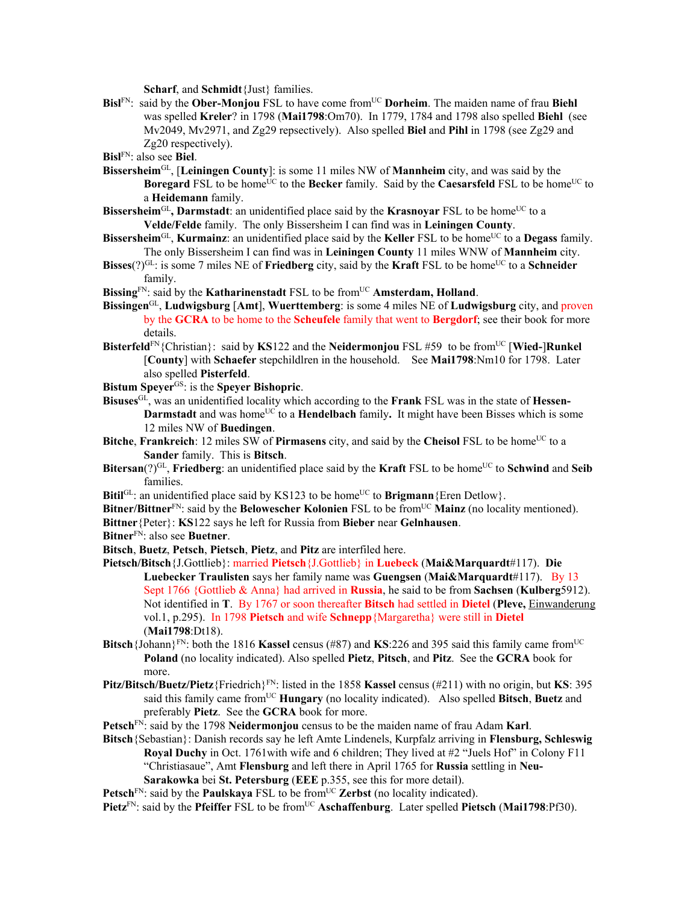**Scharf**, and **Schmidt**{Just} families.

**Bisl**FN: said by the **Ober-Monjou** FSL to have come fromUC **Dorheim**. The maiden name of frau **Biehl** was spelled **Kreler**? in 1798 (**Mai1798**:Om70). In 1779, 1784 and 1798 also spelled **Biehl** (see Mv2049, Mv2971, and Zg29 repsectively). Also spelled **Biel** and **Pihl** in 1798 (see Zg29 and Zg20 respectively).

**Bisl**FN: also see **Biel**.

**Bissersheim**GL, [**Leiningen County**]: is some 11 miles NW of **Mannheim** city, and was said by the **Boregard** FSL to be homeUC to the **Becker** family. Said by the **Caesarsfeld** FSL to be homeUC to a **Heidemann** family.

**Bissersheim**GL**, Darmstadt**: an unidentified place said by the **Krasnoyar** FSL to be homeUC to a **Velde/Felde** family. The only Bissersheim I can find was in **Leiningen County**.

**Bissersheim**GL, **Kurmainz**: an unidentified place said by the **Keller** FSL to be homeUC to a **Degass** family. The only Bissersheim I can find was in **Leiningen County** 11 miles WNW of **Mannheim** city.

**Bisses**(?)GL: is some 7 miles NE of **Friedberg** city, said by the **Kraft** FSL to be homeUC to a **Schneider** family.

**Bissing**FN: said by the **Katharinenstadt** FSL to be fromUC **Amsterdam, Holland**.

**Bissingen**GL, **Ludwigsburg** [**Amt**], **Wuerttemberg**: is some 4 miles NE of **Ludwigsburg** city, and proven by the **GCRA** to be home to the **Scheufele** family that went to **Bergdorf**; see their book for more details.

**Bisterfeld**FN{Christian}: said by **KS**122 and the **Neidermonjou** FSL #59 to be fromUC [**Wied-**]**Runkel** [**County**] with **Schaefer** stepchildlren in the household. See **Mai1798**:Nm10 for 1798. Later also spelled **Pisterfeld**.

**Bistum Speyer**GS: is the **Speyer Bishopric**.

**Bisuses**GL, was an unidentified locality which according to the **Frank** FSL was in the state of **Hessen-Darmstadt** and was homeUC to a **Hendelbach** family**.** It might have been Bisses which is some 12 miles NW of **Buedingen**.

**Bitche**, **Frankreich**: 12 miles SW of **Pirmasens** city, and said by the **Cheisol** FSL to be homeUC to a **Sander** family. This is **Bitsch**.

**Bitersan**(?)GL, **Friedberg**: an unidentified place said by the **Kraft** FSL to be homeUC to **Schwind** and **Seib** families.

**Bitil**GL: an unidentified place said by KS123 to be homeUC to **Brigmann**{Eren Detlow}.

**Bitner/Bittner**FN: said by the **Belowescher Kolonien** FSL to be fromUC **Mainz** (no locality mentioned).

**Bittner**{Peter}: **KS**122 says he left for Russia from **Bieber** near **Gelnhausen**.

**Bitner**FN: also see **Buetner**.

**Bitsch**, **Buetz**, **Petsch**, **Pietsch**, **Pietz**, and **Pitz** are interfiled here.

**Pietsch/Bitsch**{J.Gottlieb}: married **Pietsch**{J.Gottlieb} in **Luebeck** (**Mai&Marquardt**#117). **Die Luebecker Traulisten** says her family name was **Guengsen** (**Mai&Marquardt**#117). By 13 Sept 1766 {Gottlieb & Anna} had arrived in **Russia**, he said to be from **Sachsen** (**Kulberg**5912). Not identified in **T**. By 1767 or soon thereafter **Bitsch** had settled in **Dietel** (**Pleve,** Einwanderung vol.1, p.295). In 1798 **Pietsch** and wife **Schnepp**{Margaretha} were still in **Dietel** (**Mai1798**:Dt18).

**Bitsch**{Johann}FN: both the 1816 **Kassel** census (#87) and **KS**:226 and 395 said this family came fromUC **Poland** (no locality indicated). Also spelled **Pietz**, **Pitsch**, and **Pitz**. See the **GCRA** book for more.

**Pitz/Bitsch/Buetz/Pietz**{Friedrich}FN: listed in the 1858 **Kassel** census (#211) with no origin, but **KS**: 395 said this family came fromUC **Hungary** (no locality indicated). Also spelled **Bitsch**, **Buetz** and preferably **Pietz**. See the **GCRA** book for more.

**Petsch**FN: said by the 1798 **Neidermonjou** census to be the maiden name of frau Adam **Karl**.

**Bitsch**{Sebastian}: Danish records say he left Amte Lindenels, Kurpfalz arriving in **Flensburg, Schleswig Royal Duchy** in Oct. 1761with wife and 6 children; They lived at #2 "Juels Hof" in Colony F11 "Christiasaue", Amt **Flensburg** and left there in April 1765 for **Russia** settling in **Neu-Sarakowka** bei **St. Petersburg** (**EEE** p.355, see this for more detail).

**Petsch**FN: said by the **Paulskaya** FSL to be fromUC **Zerbst** (no locality indicated).

**Pietz**FN: said by the **Pfeiffer** FSL to be fromUC **Aschaffenburg**. Later spelled **Pietsch** (**Mai1798**:Pf30).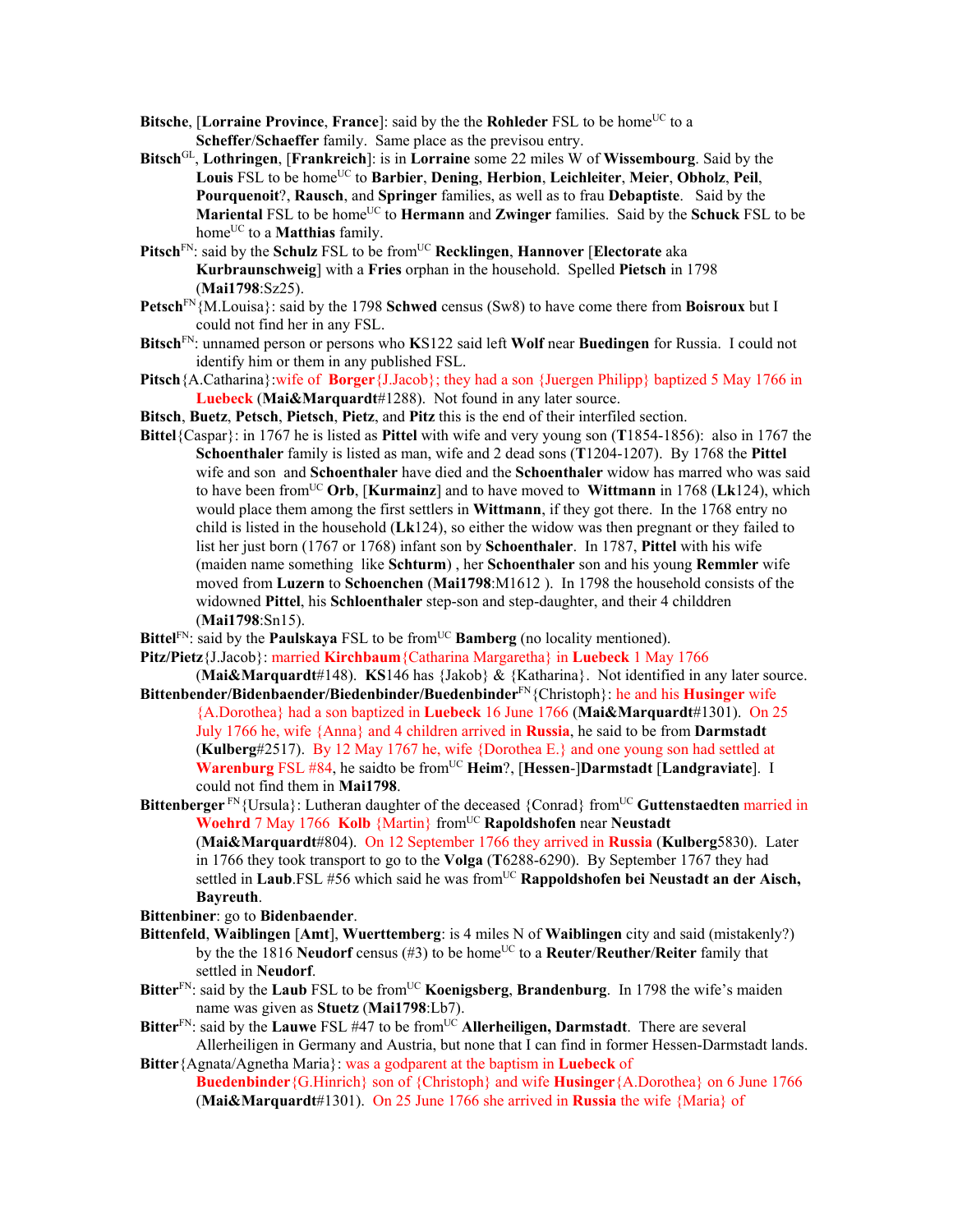**Bitsche**, [**Lorraine Province**, **France**]: said by the the **Rohleder** FSL to be home[UC] to a **Scheffer**/**Schaeffer** family. Same place as the previsou entry.

**Bitsch**[GL], **Lothringen**, [**Frankreich**]: is in **Lorraine** some 22 miles W of **Wissembourg**. Said by the **Louis** FSL to be home[UC] to **Barbier**, **Dening**, **Herbion**, **Leichleiter**, **Meier**, **Obholz**, **Peil**, **Pourquenoit**?, **Rausch**, and **Springer** families, as well as to frau **Debaptiste**. Said by the **Mariental** FSL to be home[UC] to **Hermann** and **Zwinger** families. Said by the **Schuck** FSL to be home[UC] to a **Matthias** family.

**Pitsch**[FN]: said by the **Schulz** FSL to be from[UC] **Recklingen**, **Hannover** [**Electorate** aka **Kurbraunschweig**] with a **Fries** orphan in the household. Spelled **Pietsch** in 1798 (**Mai1798**:Sz25).

**Petsch**[FN]{M.Louisa}: said by the 1798 **Schwed** census (Sw8) to have come there from **Boisroux** but I could not find her in any FSL.

**Bitsch**[FN]: unnamed person or persons who **K**S122 said left **Wolf** near **Buedingen** for Russia. I could not identify him or them in any published FSL.

**Pitsch**{A.Catharina}:wife of **Borger**{J.Jacob}; they had a son {Juergen Philipp} baptized 5 May 1766 in **Luebeck** (**Mai&Marquardt**#1288). Not found in any later source.

**Bitsch**, **Buetz**, **Petsch**, **Pietsch**, **Pietz**, and **Pitz** this is the end of their interfiled section.

**Bittel**{Caspar}: in 1767 he is listed as **Pittel** with wife and very young son (**T**1854-1856): also in 1767 the **Schoenthaler** family is listed as man, wife and 2 dead sons (**T**1204-1207). By 1768 the **Pittel** wife and son and **Schoenthaler** have died and the **Schoenthaler** widow has marred who was said to have been from[UC] **Orb**, [**Kurmainz**] and to have moved to **Wittmann** in 1768 (**Lk**124), which would place them among the first settlers in **Wittmann**, if they got there. In the 1768 entry no child is listed in the household (**Lk**124), so either the widow was then pregnant or they failed to list her just born (1767 or 1768) infant son by **Schoenthaler**. In 1787, **Pittel** with his wife (maiden name something like **Schturm**) , her **Schoenthaler** son and his young **Remmler** wife moved from **Luzern** to **Schoenchen** (**Mai1798**:M1612 ). In 1798 the household consists of the widowned **Pittel**, his **Schloenthaler** step-son and step-daughter, and their 4 childdren (**Mai1798**:Sn15).

**Bittel**[FN]: said by the **Paulskaya** FSL to be from[UC] **Bamberg** (no locality mentioned).

**Pitz/Pietz**{J.Jacob}: married **Kirchbaum**{Catharina Margaretha} in **Luebeck** 1 May 1766 (**Mai&Marquardt**#148). **KS**146 has {Jakob} & {Katharina}. Not identified in any later source.

**Bittenbender/Bidenbaender/Biedenbinder/Buedenbinder**[FN]{Christoph}: he and his **Husinger** wife {A.Dorothea} had a son baptized in **Luebeck** 16 June 1766 (**Mai&Marquardt**#1301). On 25 July 1766 he, wife {Anna} and 4 children arrived in **Russia**, he said to be from **Darmstadt** (**Kulberg**#2517). By 12 May 1767 he, wife {Dorothea E.} and one young son had settled at **Warenburg** FSL #84, he saidto be from[UC] **Heim**?, [**Hessen**-]**Darmstadt** [**Landgraviate**]. I could not find them in **Mai1798**.

**Bittenberger**[FN]{Ursula}: Lutheran daughter of the deceased {Conrad} from[UC] **Guttenstaedten** married in **Woehrd** 7 May 1766 **Kolb** {Martin} from[UC] **Rapoldshofen** near **Neustadt** (**Mai&Marquardt**#804). On 12 September 1766 they arrived in **Russia** (**Kulberg**5830). Later in 1766 they took transport to go to the **Volga** (**T**6288-6290). By September 1767 they had settled in **Laub**.FSL #56 which said he was from[UC] **Rappoldshofen bei Neustadt an der Aisch, Bayreuth**.

**Bittenbiner**: go to **Bidenbaender**.

**Bittenfeld**, **Waiblingen** [**Amt**], **Wuerttemberg**: is 4 miles N of **Waiblingen** city and said (mistakenly?) by the the 1816 **Neudorf** census (#3) to be home[UC] to a **Reuter**/**Reuther**/**Reiter** family that settled in **Neudorf**.

**Bitter**[FN]: said by the **Laub** FSL to be from[UC] **Koenigsberg**, **Brandenburg**. In 1798 the wife's maiden name was given as **Stuetz** (**Mai1798**:Lb7).

**Bitter**[FN]: said by the **Lauwe** FSL #47 to be from[UC] **Allerheiligen, Darmstadt**. There are several Allerheiligen in Germany and Austria, but none that I can find in former Hessen-Darmstadt lands.

**Bitter**{Agnata/Agnetha Maria}: was a godparent at the baptism in **Luebeck** of **Buedenbinder**{G.Hinrich} son of {Christoph} and wife **Husinger**{A.Dorothea} on 6 June 1766 (**Mai&Marquardt**#1301). On 25 June 1766 she arrived in **Russia** the wife {Maria} of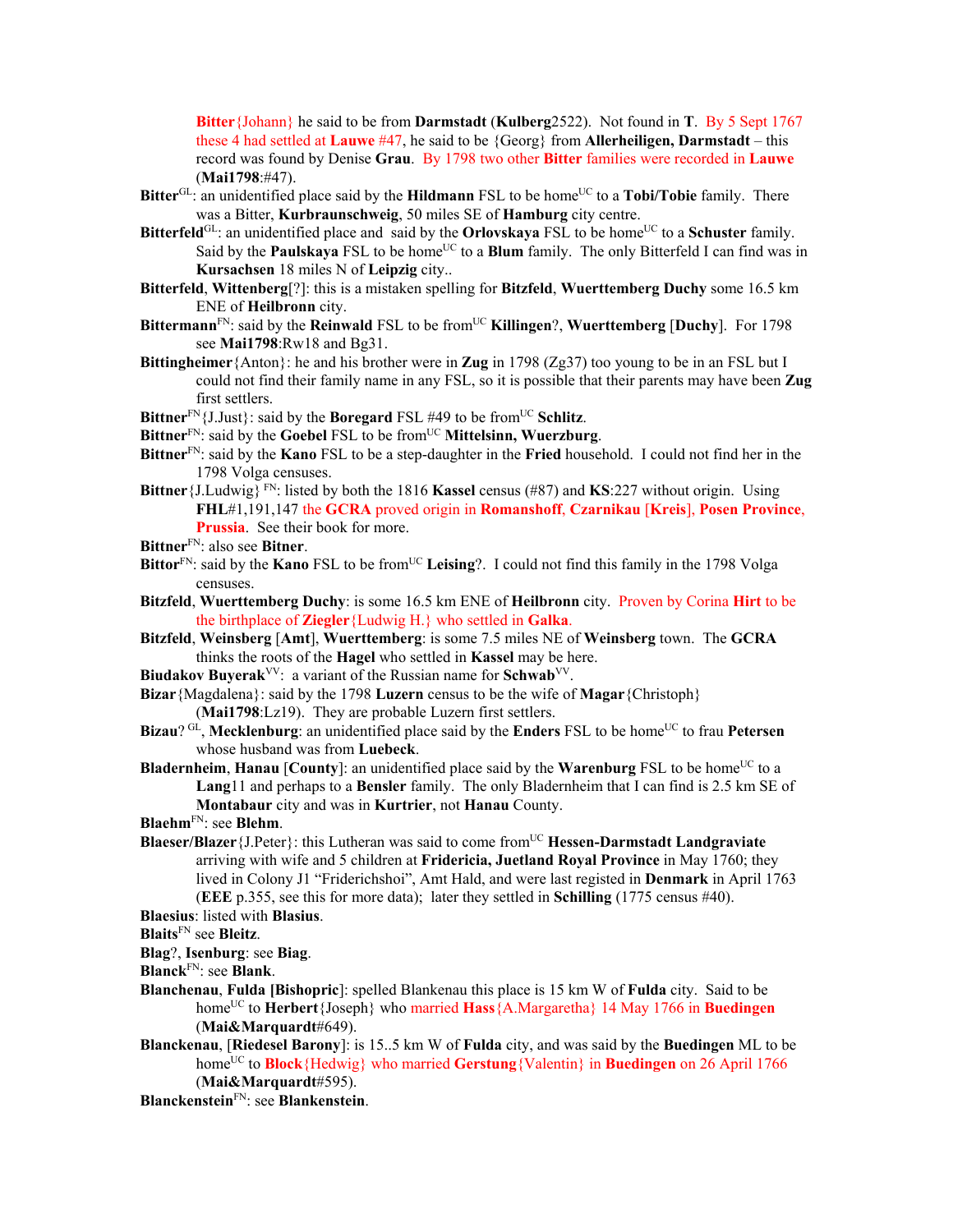**Bitter**{Johann} he said to be from **Darmstadt** (**Kulberg**2522). Not found in **T**. By 5 Sept 1767 these 4 had settled at **Lauwe** #47, he said to be {Georg} from **Allerheiligen, Darmstadt** – this record was found by Denise **Grau**. By 1798 two other **Bitter** families were recorded in **Lauwe** (**Mai1798**:#47).

**Bitter**[GL]: an unidentified place said by the **Hildmann** FSL to be home[UC] to a **Tobi/Tobie** family. There was a Bitter, **Kurbraunschweig**, 50 miles SE of **Hamburg** city centre.

**Bitterfeld**[GL]: an unidentified place and said by the **Orlovskaya** FSL to be home[UC] to a **Schuster** family. Said by the **Paulskaya** FSL to be home[UC] to a **Blum** family. The only Bitterfeld I can find was in **Kursachsen** 18 miles N of **Leipzig** city..

**Bitterfeld**, **Wittenberg**[?]: this is a mistaken spelling for **Bitzfeld**, **Wuerttemberg Duchy** some 16.5 km ENE of **Heilbronn** city.

**Bittermann**[FN]: said by the **Reinwald** FSL to be from[UC] **Killingen**?, **Wuerttemberg** [**Duchy**]. For 1798 see **Mai1798**:Rw18 and Bg31.

**Bittingheimer**{Anton}: he and his brother were in **Zug** in 1798 (Zg37) too young to be in an FSL but I could not find their family name in any FSL, so it is possible that their parents may have been **Zug** first settlers.

**Bittner**[FN]{J.Just}: said by the **Boregard** FSL #49 to be from[UC] **Schlitz**.

**Bittner**[FN]: said by the **Goebel** FSL to be from[UC] **Mittelsinn, Wuerzburg**.

**Bittner**[FN]: said by the **Kano** FSL to be a step-daughter in the **Fried** household. I could not find her in the 1798 Volga censuses.

**Bittner**{J.Ludwig} [FN]: listed by both the 1816 **Kassel** census (#87) and **KS**:227 without origin. Using **FHL**#1,191,147 the **GCRA** proved origin in **Romanshoff**, **Czarnikau** [**Kreis**], **Posen Province**, **Prussia**. See their book for more.

**Bittner**[FN]: also see **Bitner**.

**Bittor**[FN]: said by the **Kano** FSL to be from[UC] **Leising**?. I could not find this family in the 1798 Volga censuses.

**Bitzfeld**, **Wuerttemberg Duchy**: is some 16.5 km ENE of **Heilbronn** city. Proven by Corina **Hirt** to be the birthplace of **Ziegler**{Ludwig H.} who settled in **Galka**.

**Bitzfeld**, **Weinsberg** [**Amt**], **Wuerttemberg**: is some 7.5 miles NE of **Weinsberg** town. The **GCRA** thinks the roots of the **Hagel** who settled in **Kassel** may be here.

**Biudakov Buyerak**[VV]: a variant of the Russian name for **Schwab**[VV].

**Bizar**{Magdalena}: said by the 1798 **Luzern** census to be the wife of **Magar**{Christoph} (**Mai1798**:Lz19). They are probable Luzern first settlers.

**Bizau**? [GL], **Mecklenburg**: an unidentified place said by the **Enders** FSL to be home[UC] to frau **Petersen** whose husband was from **Luebeck**.

**Bladernheim**, **Hanau** [**County**]: an unidentified place said by the **Warenburg** FSL to be home[UC] to a **Lang**11 and perhaps to a **Bensler** family. The only Bladernheim that I can find is 2.5 km SE of **Montabaur** city and was in **Kurtrier**, not **Hanau** County.

**Blaehm**[FN]: see **Blehm**.

**Blaeser/Blazer**{J.Peter}: this Lutheran was said to come from[UC] **Hessen-Darmstadt Landgraviate** arriving with wife and 5 children at **Fridericia, Juetland Royal Province** in May 1760; they lived in Colony J1 "Friderichshoi", Amt Hald, and were last registed in **Denmark** in April 1763 (**EEE** p.355, see this for more data); later they settled in **Schilling** (1775 census #40).

**Blaesius**: listed with **Blasius**.

**Blaits**[FN] see **Bleitz**.

**Blag**?, **Isenburg**: see **Biag**.

**Blanck**[FN]: see **Blank**.

**Blanchenau**, **Fulda [Bishopric]**: spelled Blankenau this place is 15 km W of **Fulda** city. Said to be home[UC] to **Herbert**{Joseph} who married **Hass**{A.Margaretha} 14 May 1766 in **Buedingen** (**Mai&Marquardt**#649).

**Blanckenau**, [**Riedesel Barony**]: is 15..5 km W of **Fulda** city, and was said by the **Buedingen** ML to be home[UC] to **Block**{Hedwig} who married **Gerstung**{Valentin} in **Buedingen** on 26 April 1766 (**Mai&Marquardt**#595).

**Blanckenstein**[FN]: see **Blankenstein**.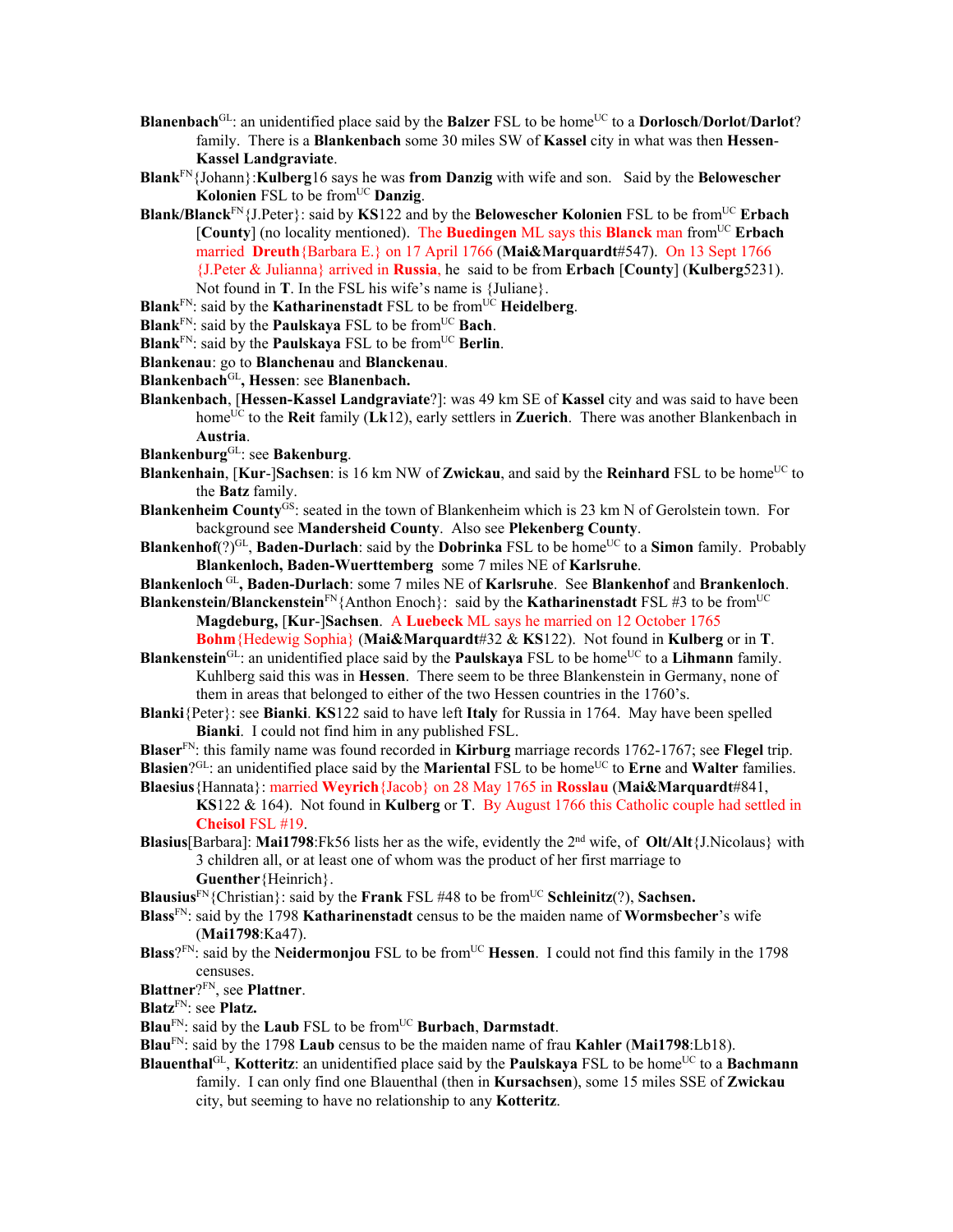**Blanenbach**[GL]: an unidentified place said by the **Balzer** FSL to be home[UC] to a **Dorlosch**/**Dorlot**/**Darlot**? family. There is a **Blankenbach** some 30 miles SW of **Kassel** city in what was then **Hessen-Kassel Landgraviate**.

**Blank**[FN]{Johann}:**Kulberg**16 says he was **from Danzig** with wife and son. Said by the **Belowescher Kolonien** FSL to be from[UC] **Danzig**.

**Blank/Blanck**[FN]{J.Peter}: said by **KS**122 and by the **Belowescher Kolonien** FSL to be from[UC] **Erbach** [**County**] (no locality mentioned). The **Buedingen** ML says this **Blanck** man from[UC] **Erbach** married **Dreuth**{Barbara E.} on 17 April 1766 (**Mai&Marquardt**#547). On 13 Sept 1766 {J.Peter & Julianna} arrived in **Russia**, he said to be from **Erbach** [**County**] (**Kulberg**5231). Not found in **T**. In the FSL his wife's name is {Juliane}.

**Blank**[FN]: said by the **Katharinenstadt** FSL to be from[UC] **Heidelberg**.

**Blank**[FN]: said by the **Paulskaya** FSL to be from[UC] **Bach**.

**Blank**[FN]: said by the **Paulskaya** FSL to be from[UC] **Berlin**.

**Blankenau**: go to **Blanchenau** and **Blanckenau**.

**Blankenbach**[GL]**, Hessen**: see **Blanenbach.**

**Blankenbach**, [**Hessen-Kassel Landgraviate**?]: was 49 km SE of **Kassel** city and was said to have been home[UC] to the **Reit** family (**Lk**12), early settlers in **Zuerich**. There was another Blankenbach in **Austria**.

**Blankenburg**[GL]: see **Bakenburg**.

**Blankenhain**, [**Kur**-]**Sachsen**: is 16 km NW of **Zwickau**, and said by the **Reinhard** FSL to be home[UC] to the **Batz** family.

**Blankenheim County**[GS]: seated in the town of Blankenheim which is 23 km N of Gerolstein town. For background see **Mandersheid County**. Also see **Plekenberg County**.

**Blankenhof**(?)[GL], **Baden-Durlach**: said by the **Dobrinka** FSL to be home[UC] to a **Simon** family. Probably **Blankenloch, Baden-Wuerttemberg** some 7 miles NE of **Karlsruhe**.

**Blankenloch** [GL]**, Baden-Durlach**: some 7 miles NE of **Karlsruhe**. See **Blankenhof** and **Brankenloch**.

**Blankenstein/Blanckenstein**[FN]{Anthon Enoch}: said by the **Katharinenstadt** FSL #3 to be from[UC] **Magdeburg,** [**Kur**-]**Sachsen**. A **Luebeck** ML says he married on 12 October 1765 **Bohm**{Hedewig Sophia} (**Mai&Marquardt**#32 & **KS**122). Not found in **Kulberg** or in **T**.

**Blankenstein**[GL]: an unidentified place said by the **Paulskaya** FSL to be home[UC] to a **Lihmann** family. Kuhlberg said this was in **Hessen**. There seem to be three Blankenstein in Germany, none of them in areas that belonged to either of the two Hessen countries in the 1760's.

**Blanki**{Peter}: see **Bianki**. **KS**122 said to have left **Italy** for Russia in 1764. May have been spelled **Bianki**. I could not find him in any published FSL.

**Blaser**[FN]: this family name was found recorded in **Kirburg** marriage records 1762-1767; see **Flegel** trip.

**Blasien**?[GL]: an unidentified place said by the **Mariental** FSL to be home[UC] to **Erne** and **Walter** families.

**Blaesius**{Hannata}: married **Weyrich**{Jacob} on 28 May 1765 in **Rosslau** (**Mai&Marquardt**#841, **KS**122 & 164). Not found in **Kulberg** or **T**. By August 1766 this Catholic couple had settled in **Cheisol** FSL #19.

**Blasius**[Barbara]: **Mai1798**:Fk56 lists her as the wife, evidently the 2[nd] wife, of **Olt/Alt**{J.Nicolaus} with 3 children all, or at least one of whom was the product of her first marriage to **Guenther**{Heinrich}.

**Blausius**[FN]{Christian}: said by the **Frank** FSL #48 to be from[UC] **Schleinitz**(?), **Sachsen.**

**Blass**[FN]: said by the 1798 **Katharinenstadt** census to be the maiden name of **Wormsbecher**'s wife (**Mai1798**:Ka47).

**Blass**?[FN]: said by the **Neidermonjou** FSL to be from[UC] **Hessen**. I could not find this family in the 1798 censuses.

**Blattner**?[FN], see **Plattner**.

**Blatz**[FN]: see **Platz.**

**Blau**[FN]: said by the **Laub** FSL to be from[UC] **Burbach**, **Darmstadt**.

**Blau**[FN]: said by the 1798 **Laub** census to be the maiden name of frau **Kahler** (**Mai1798**:Lb18).

**Blauenthal**[GL], **Kotteritz**: an unidentified place said by the **Paulskaya** FSL to be home[UC] to a **Bachmann** family. I can only find one Blauenthal (then in **Kursachsen**), some 15 miles SSE of **Zwickau** city, but seeming to have no relationship to any **Kotteritz**.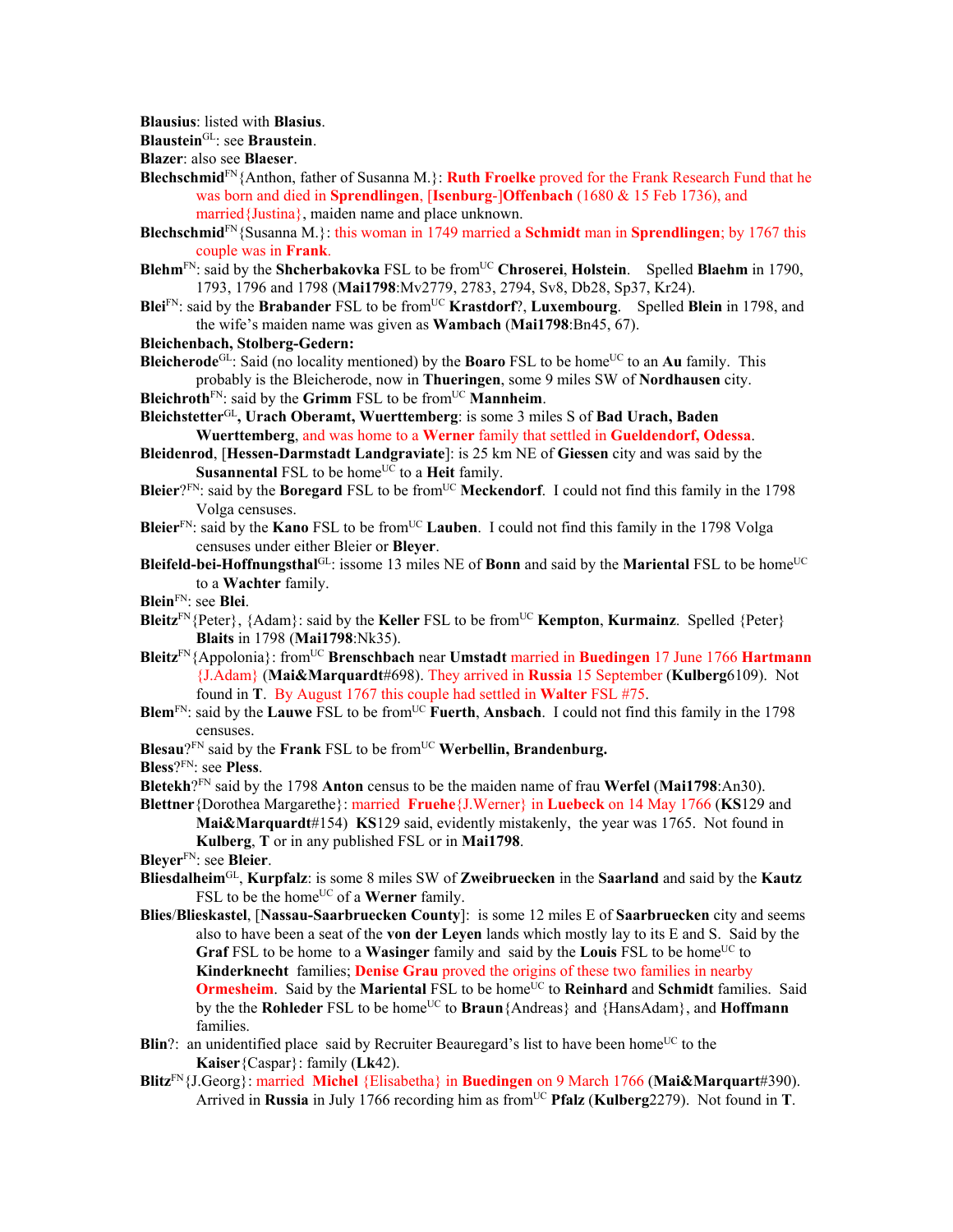**Blausius**: listed with **Blasius**.

**Blaustein**GL: see **Braustein**.

**Blazer**: also see **Blaeser**.

**Blechschmid**FN{Anthon, father of Susanna M.}: **Ruth Froelke** proved for the Frank Research Fund that he was born and died in **Sprendlingen**, [**Isenburg**-]**Offenbach** (1680 & 15 Feb 1736), and married{Justina}, maiden name and place unknown.

**Blechschmid**FN{Susanna M.}: this woman in 1749 married a **Schmidt** man in **Sprendlingen**; by 1767 this couple was in **Frank**.

**Blehm**FN: said by the **Shcherbakovka** FSL to be fromUC **Chroserei**, **Holstein**. Spelled **Blaehm** in 1790, 1793, 1796 and 1798 (**Mai1798**:Mv2779, 2783, 2794, Sv8, Db28, Sp37, Kr24).

**Blei**FN: said by the **Brabander** FSL to be fromUC **Krastdorf**?, **Luxembourg**. Spelled **Blein** in 1798, and the wife's maiden name was given as **Wambach** (**Mai1798**:Bn45, 67).

**Bleichenbach, Stolberg-Gedern:**

**Bleicherode**GL: Said (no locality mentioned) by the **Boaro** FSL to be homeUC to an **Au** family. This probably is the Bleicherode, now in **Thueringen**, some 9 miles SW of **Nordhausen** city.

**Bleichroth**FN: said by the **Grimm** FSL to be fromUC **Mannheim**.

**Bleichstetter**GL**, Urach Oberamt, Wuerttemberg**: is some 3 miles S of **Bad Urach, Baden Wuerttemberg**, and was home to a **Werner** family that settled in **Gueldendorf, Odessa**.

**Bleidenrod**, [**Hessen-Darmstadt Landgraviate**]: is 25 km NE of **Giessen** city and was said by the **Susannental** FSL to be homeUC to a **Heit** family.

**Bleier**?FN: said by the **Boregard** FSL to be fromUC **Meckendorf**. I could not find this family in the 1798 Volga censuses.

**Bleier**FN: said by the **Kano** FSL to be fromUC **Lauben**. I could not find this family in the 1798 Volga censuses under either Bleier or **Bleyer**.

**Bleifeld-bei-Hoffnungsthal**GL: issome 13 miles NE of **Bonn** and said by the **Mariental** FSL to be homeUC to a **Wachter** family.

**Blein**FN: see **Blei**.

**Bleitz**FN{Peter}, {Adam}: said by the **Keller** FSL to be fromUC **Kempton**, **Kurmainz**. Spelled {Peter} **Blaits** in 1798 (**Mai1798**:Nk35).

**Bleitz**FN{Appolonia}: fromUC **Brenschbach** near **Umstadt** married in **Buedingen** 17 June 1766 **Hartmann** {J.Adam} (**Mai&Marquardt**#698). They arrived in **Russia** 15 September (**Kulberg**6109). Not found in **T**. By August 1767 this couple had settled in **Walter** FSL #75.

**Blem**FN: said by the **Lauwe** FSL to be fromUC **Fuerth**, **Ansbach**. I could not find this family in the 1798 censuses.

**Blesau**?FN said by the **Frank** FSL to be fromUC **Werbellin, Brandenburg.**

**Bless**?FN: see **Pless**.

**Bletekh**?FN said by the 1798 **Anton** census to be the maiden name of frau **Werfel** (**Mai1798**:An30).

**Blettner**{Dorothea Margarethe}: married **Fruehe**{J.Werner} in **Luebeck** on 14 May 1766 (**KS**129 and **Mai&Marquardt**#154) **KS**129 said, evidently mistakenly, the year was 1765. Not found in **Kulberg**, **T** or in any published FSL or in **Mai1798**.

**Bleyer**FN: see **Bleier**.

**Bliesdalheim**GL, **Kurpfalz**: is some 8 miles SW of **Zweibruecken** in the **Saarland** and said by the **Kautz** FSL to be the homeUC of a **Werner** family.

**Blies**/**Blieskastel**, [**Nassau-Saarbruecken County**]: is some 12 miles E of **Saarbruecken** city and seems also to have been a seat of the **von der Leyen** lands which mostly lay to its E and S. Said by the **Graf** FSL to be home to a **Wasinger** family and said by the **Louis** FSL to be homeUC to **Kinderknecht** families; **Denise Grau** proved the origins of these two families in nearby **Ormesheim**. Said by the **Mariental** FSL to be homeUC to **Reinhard** and **Schmidt** families. Said by the the **Rohleder** FSL to be homeUC to **Braun**{Andreas} and {HansAdam}, and **Hoffmann** families.

**Blin**?: an unidentified place said by Recruiter Beauregard's list to have been homeUC to the **Kaiser**{Caspar}: family (**Lk**42).

**Blitz**FN{J.Georg}: married **Michel** {Elisabetha} in **Buedingen** on 9 March 1766 (**Mai&Marquart**#390). Arrived in **Russia** in July 1766 recording him as fromUC **Pfalz** (**Kulberg**2279). Not found in **T**.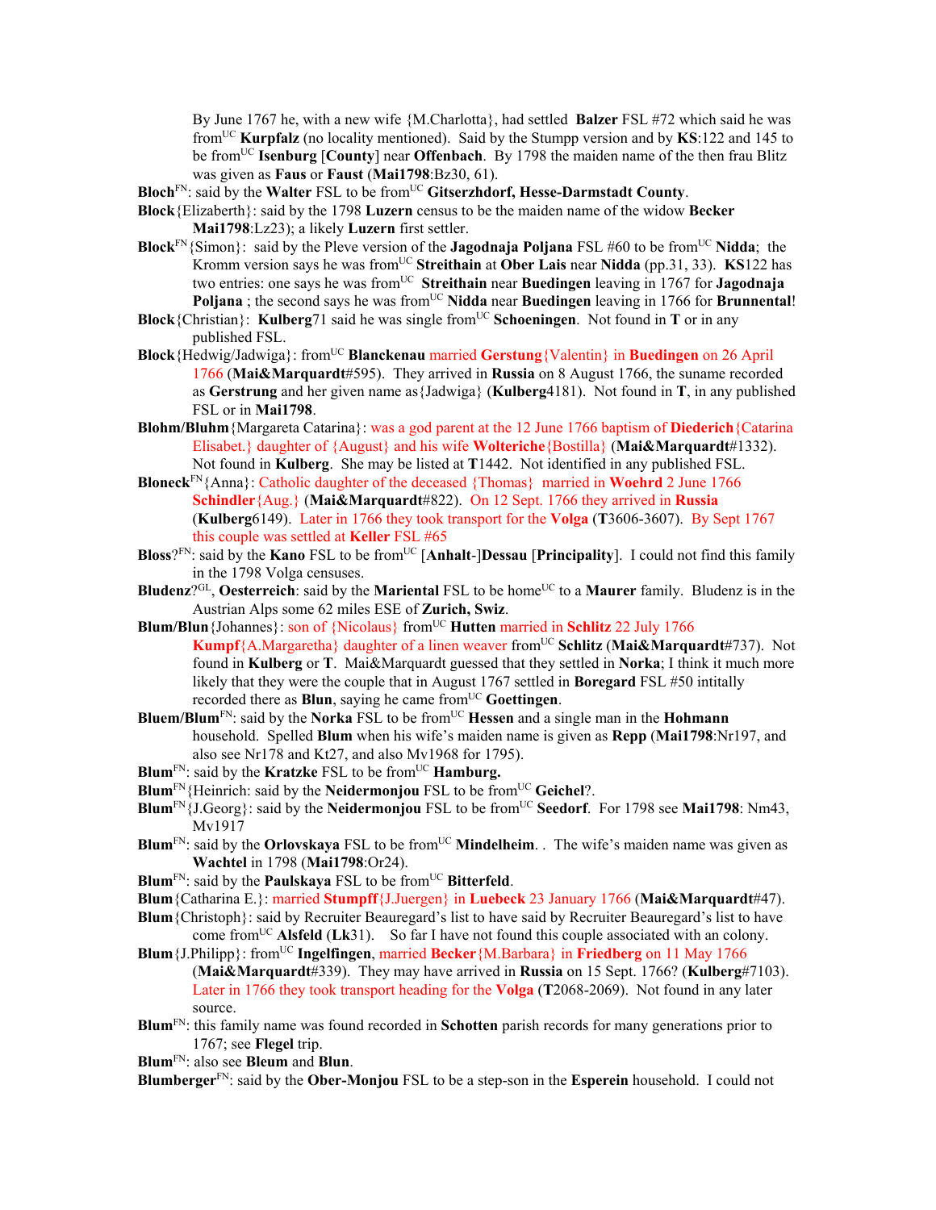By June 1767 he, with a new wife {M.Charlotta}, had settled **Balzer** FSL #72 which said he was from[UC] **Kurpfalz** (no locality mentioned). Said by the Stumpp version and by **KS**:122 and 145 to be from[UC] **Isenburg** [**County**] near **Offenbach**. By 1798 the maiden name of the then frau Blitz was given as **Faus** or **Faust** (**Mai1798**:Bz30, 61).

**Bloch**[FN]: said by the **Walter** FSL to be from[UC] **Gitserzhdorf, Hesse-Darmstadt County**.

**Block**{Elizaberth}: said by the 1798 **Luzern** census to be the maiden name of the widow **Becker Mai1798**:Lz23); a likely **Luzern** first settler.

**Block**[FN]{Simon}: said by the Pleve version of the **Jagodnaja Poljana** FSL #60 to be from[UC] **Nidda**; the Kromm version says he was from[UC] **Streithain** at **Ober Lais** near **Nidda** (pp.31, 33). **KS**122 has two entries: one says he was from[UC] **Streithain** near **Buedingen** leaving in 1767 for **Jagodnaja Poljana** ; the second says he was from[UC] **Nidda** near **Buedingen** leaving in 1766 for **Brunnental**!

**Block**{Christian}: **Kulberg**71 said he was single from[UC] **Schoeningen**. Not found in **T** or in any published FSL.

**Block**{Hedwig/Jadwiga}: from[UC] **Blanckenau** married **Gerstung**{Valentin} in **Buedingen** on 26 April 1766 (**Mai&Marquardt**#595). They arrived in **Russia** on 8 August 1766, the suname recorded as **Gerstrung** and her given name as{Jadwiga} (**Kulberg**4181). Not found in **T**, in any published FSL or in **Mai1798**.

**Blohm/Bluhm**{Margareta Catarina}: was a god parent at the 12 June 1766 baptism of **Diederich**{Catarina Elisabet.} daughter of {August} and his wife **Wolteriche**{Bostilla} (**Mai&Marquardt**#1332). Not found in **Kulberg**. She may be listed at **T**1442. Not identified in any published FSL.

**Bloneck**[FN]{Anna}: Catholic daughter of the deceased {Thomas} married in **Woehrd** 2 June 1766 **Schindler**{Aug.} (**Mai&Marquardt**#822). On 12 Sept. 1766 they arrived in **Russia** (**Kulberg**6149). Later in 1766 they took transport for the **Volga** (**T**3606-3607). By Sept 1767 this couple was settled at **Keller** FSL #65

**Bloss**?[FN]: said by the **Kano** FSL to be from[UC] [**Anhalt**-]**Dessau** [**Principality**]. I could not find this family in the 1798 Volga censuses.

**Bludenz**?[GL], **Oesterreich**: said by the **Mariental** FSL to be home[UC] to a **Maurer** family. Bludenz is in the Austrian Alps some 62 miles ESE of **Zurich, Swiz**.

**Blum/Blun**{Johannes}: son of {Nicolaus} from[UC] **Hutten** married in **Schlitz** 22 July 1766 **Kumpf**{A.Margaretha} daughter of a linen weaver from[UC] **Schlitz** (**Mai&Marquardt**#737). Not found in **Kulberg** or **T**. Mai&Marquardt guessed that they settled in **Norka**; I think it much more likely that they were the couple that in August 1767 settled in **Boregard** FSL #50 intitally recorded there as **Blun**, saying he came from[UC] **Goettingen**.

**Bluem/Blum**[FN]: said by the **Norka** FSL to be from[UC] **Hessen** and a single man in the **Hohmann** household. Spelled **Blum** when his wife's maiden name is given as **Repp** (**Mai1798**:Nr197, and also see Nr178 and Kt27, and also Mv1968 for 1795).

**Blum**[FN]: said by the **Kratzke** FSL to be from[UC] **Hamburg.**

**Blum**[FN]{Heinrich: said by the **Neidermonjou** FSL to be from[UC] **Geichel**?.

**Blum**[FN]{J.Georg}: said by the **Neidermonjou** FSL to be from[UC] **Seedorf**. For 1798 see **Mai1798**: Nm43, Mv1917

**Blum**[FN]: said by the **Orlovskaya** FSL to be from[UC] **Mindelheim**. . The wife's maiden name was given as **Wachtel** in 1798 (**Mai1798**:Or24).

**Blum**[FN]: said by the **Paulskaya** FSL to be from[UC] **Bitterfeld**.

**Blum**{Catharina E.}: married **Stumpff**{J.Juergen} in **Luebeck** 23 January 1766 (**Mai&Marquardt**#47).

**Blum**{Christoph}: said by Recruiter Beauregard's list to have said by Recruiter Beauregard's list to have come from[UC] **Alsfeld** (**Lk**31). So far I have not found this couple associated with an colony.

**Blum**{J.Philipp}: from[UC] **Ingelfingen**, married **Becker**{M.Barbara} in **Friedberg** on 11 May 1766 (**Mai&Marquardt**#339). They may have arrived in **Russia** on 15 Sept. 1766? (**Kulberg**#7103). Later in 1766 they took transport heading for the **Volga** (**T**2068-2069). Not found in any later source.

**Blum**[FN]: this family name was found recorded in **Schotten** parish records for many generations prior to 1767; see **Flegel** trip.

**Blum**[FN]: also see **Bleum** and **Blun**.

**Blumberger**[FN]: said by the **Ober-Monjou** FSL to be a step-son in the **Esperein** household. I could not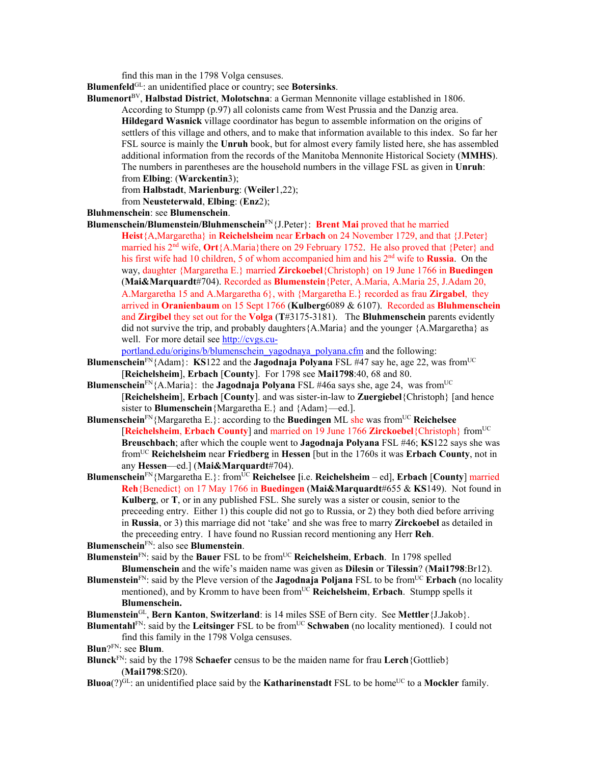find this man in the 1798 Volga censuses.

**Blumenfeld**[GL]: an unidentified place or country; see **Botersinks**.

**Blumenort**[BV], **Halbstad District**, **Molotschna**: a German Mennonite village established in 1806. According to Stumpp (p.97) all colonists came from West Prussia and the Danzig area. **Hildegard Wasnick** village coordinator has begun to assemble information on the origins of settlers of this village and others, and to make that information available to this index. So far her FSL source is mainly the **Unruh** book, but for almost every family listed here, she has assembled additional information from the records of the Manitoba Mennonite Historical Society (**MMHS**). The numbers in parentheses are the household numbers in the village FSL as given in **Unruh**:
from **Elbing**: (**Warckentin**3);
from **Halbstadt**, **Marienburg**: (**Weiler**1,22);
from **Neusteterwald**, **Elbing**: (**Enz**2);

**Bluhmenschein**: see **Blumenschein**.

**Blumenschein/Blumenstein/Bluhmenschein**[FN]{J.Peter}: **Brent Mai** proved that he married **Heist**{A,Margaretha} in **Reichelsheim** near **Erbach** on 24 November 1729, and that {J.Peter} married his 2[nd] wife, **Ort**{A.Maria}there on 29 February 1752. He also proved that {Peter} and his first wife had 10 children, 5 of whom accompanied him and his 2[nd] wife to **Russia**. On the way, daughter {Margaretha E.} married **Zirckoebel**{Christoph} on 19 June 1766 in **Buedingen** (**Mai&Marquardt**#704). Recorded as **Blumenstein**{Peter, A.Maria, A.Maria 25, J.Adam 20, A.Margaretha 15 and A.Margaretha 6}, with {Margaretha E.} recorded as frau **Zirgabel**, they arrived in **Oranienbaum** on 15 Sept 1766 (**Kulberg**6089 & 6107). Recorded as **Bluhmenschein** and **Zirgibel** they set out for the **Volga** (**T**#3175-3181). The **Bluhmenschein** parents evidently did not survive the trip, and probably daughters{A.Maria} and the younger {A.Margaretha} as well. For more detail see http://cvgs.cu-portland.edu/origins/b/blumenschein_yagodnaya_polyana.cfm and the following:

**Blumenschein**[FN]{Adam}: **KS**122 and the **Jagodnaja Polyana** FSL #47 say he, age 22, was from[UC] [**Reichelsheim**], **Erbach** [**County**]. For 1798 see **Mai1798**:40, 68 and 80.

**Blumenschein**[FN]{A.Maria}: the **Jagodnaja Polyana** FSL #46a says she, age 24, was from[UC] [**Reichelsheim**], **Erbach** [**County**]. and was sister-in-law to **Zuergiebel**{Christoph} [and hence sister to **Blumenschein**{Margaretha E.} and {Adam}—ed.].

**Blumenschein**[FN]{Margaretha E.}: according to the **Buedingen** ML she was from[UC] **Reichelsee** [**Reichelsheim**, **Erbach County**] and married on 19 June 1766 **Zirckoebel**{Christoph} from[UC] **Breuschbach**; after which the couple went to **Jagodnaja Polyana** FSL #46; **KS**122 says she was from[UC] **Reichelsheim** near **Friedberg** in **Hessen** [but in the 1760s it was **Erbach County**, not in any **Hessen**—ed.] (**Mai&Marquardt**#704).

**Blumenschein**[FN]{Margaretha E.}: from[UC] **Reichelsee** [i.e. **Reichelsheim** – ed], **Erbach** [**County**] married **Reh**{Benedict} on 17 May 1766 in **Buedingen** (**Mai&Marquardt**#655 & **KS**149). Not found in **Kulberg**, or **T**, or in any published FSL. She surely was a sister or cousin, senior to the preceeding entry. Either 1) this couple did not go to Russia, or 2) they both died before arriving in **Russia**, or 3) this marriage did not 'take' and she was free to marry **Zirckoebel** as detailed in the preceeding entry. I have found no Russian record mentioning any Herr **Reh**.

**Blumenschein**[FN]: also see **Blumenstein**.

**Blumenstein**[FN]: said by the **Bauer** FSL to be from[UC] **Reichelsheim**, **Erbach**. In 1798 spelled **Blumenschein** and the wife's maiden name was given as **Dilesin** or **Tilessin**? (**Mai1798**:Br12).

**Blumenstein**[FN]: said by the Pleve version of the **Jagodnaja Poljana** FSL to be from[UC] **Erbach** (no locality mentioned), and by Kromm to have been from[UC] **Reichelsheim**, **Erbach**. Stumpp spells it **Blumenschein.**

**Blumenstein**[GL], **Bern Kanton**, **Switzerland**: is 14 miles SSE of Bern city. See **Mettler**{J.Jakob}.

**Blumentahl**[FN]: said by the **Leitsinger** FSL to be from[UC] **Schwaben** (no locality mentioned). I could not find this family in the 1798 Volga censuses.

**Blun**?[FN]: see **Blum**.

**Blunck**[FN]: said by the 1798 **Schaefer** census to be the maiden name for frau **Lerch**{Gottlieb} (**Mai1798**:Sf20).

**Bluoa**(?)[GL]: an unidentified place said by the **Katharinenstadt** FSL to be home[UC] to a **Mockler** family.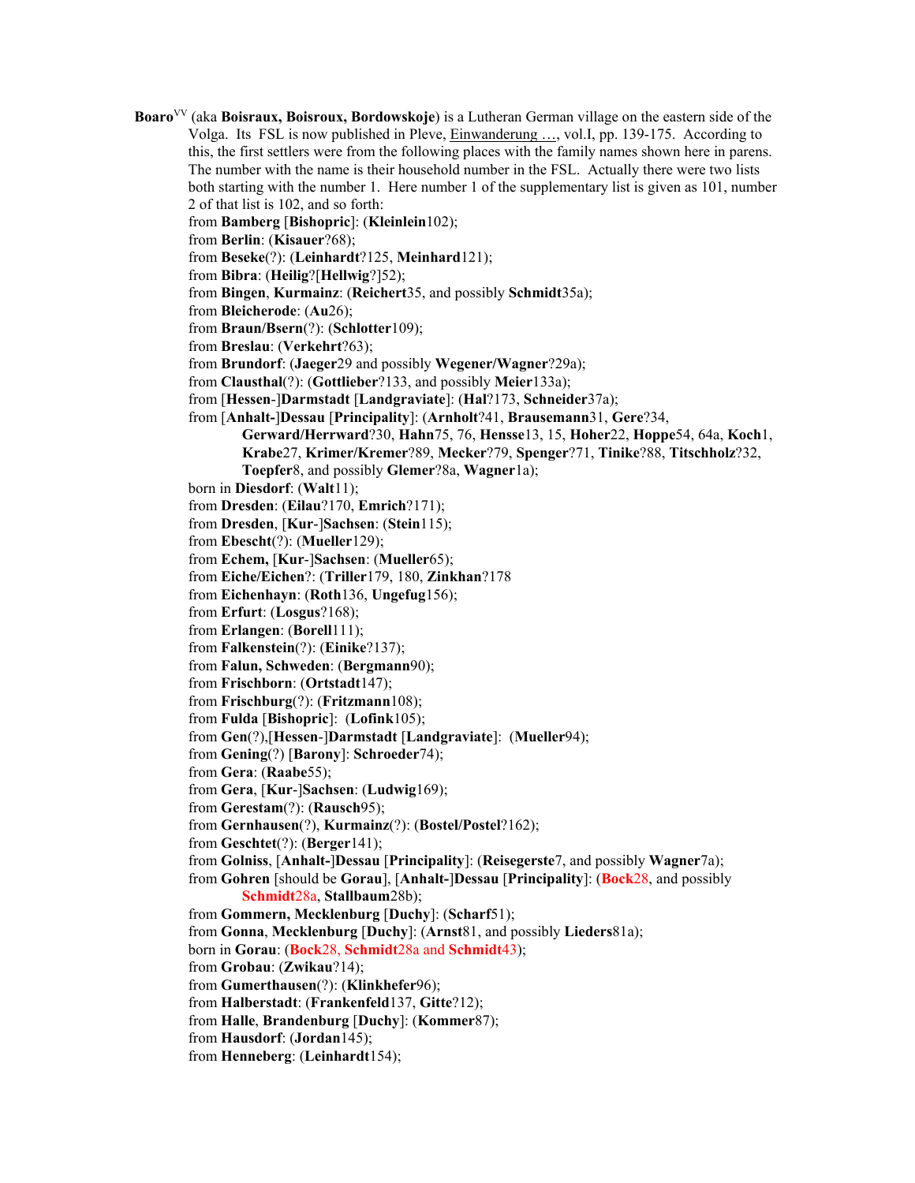**Boaro**[VV] (aka **Boisraux, Boisroux, Bordowskoje**) is a Lutheran German village on the eastern side of the Volga. Its FSL is now published in Pleve, Einwanderung …, vol.I, pp. 139-175. According to this, the first settlers were from the following places with the family names shown here in parens. The number with the name is their household number in the FSL. Actually there were two lists both starting with the number 1. Here number 1 of the supplementary list is given as 101, number 2 of that list is 102, and so forth:

from **Bamberg** [**Bishopric**]: (**Kleinlein**102);
from **Berlin**: (**Kisauer**?68);
from **Beseke**(?): (**Leinhardt**?125, **Meinhard**121);
from **Bibra**: (**Heilig**?[**Hellwig**?]52);
from **Bingen**, **Kurmainz**: (**Reichert**35, and possibly **Schmidt**35a);
from **Bleicherode**: (**Au**26);
from **Braun/Bsern**(?): (**Schlotter**109);
from **Breslau**: (**Verkehrt**?63);
from **Brundorf**: (**Jaeger**29 and possibly **Wegener/Wagner**?29a);
from **Clausthal**(?): (**Gottlieber**?133, and possibly **Meier**133a);
from [**Hessen**-]**Darmstadt** [**Landgraviate**]: (**Hal**?173, **Schneider**37a);
from [**Anhalt-**]**Dessau** [**Principality**]: (**Arnholt**?41, **Brausemann**31, **Gere**?34, **Gerward/Herrward**?30, **Hahn**75, 76, **Hensse**13, 15, **Hoher**22, **Hoppe**54, 64a, **Koch**1, **Krabe**27, **Krimer/Kremer**?89, **Mecker**?79, **Spenger**?71, **Tinike**?88, **Titschholz**?32, **Toepfer**8, and possibly **Glemer**?8a, **Wagner**1a);
born in **Diesdorf**: (**Walt**11);
from **Dresden**: (**Eilau**?170, **Emrich**?171);
from **Dresden**, [**Kur**-]**Sachsen**: (**Stein**115);
from **Ebescht**(?): (**Mueller**129);
from **Echem,** [**Kur**-]**Sachsen**: (**Mueller**65);
from **Eiche/Eichen**?: (**Triller**179, 180, **Zinkhan**?178
from **Eichenhayn**: (**Roth**136, **Ungefug**156);
from **Erfurt**: (**Losgus**?168);
from **Erlangen**: (**Borell**111);
from **Falkenstein**(?): (**Einike**?137);
from **Falun, Schweden**: (**Bergmann**90);
from **Frischborn**: (**Ortstadt**147);
from **Frischburg**(?): (**Fritzmann**108);
from **Fulda** [**Bishopric**]: (**Lofink**105);
from **Gen**(?),[**Hessen**-]**Darmstadt** [**Landgraviate**]: (**Mueller**94);
from **Gening**(?) [**Barony**]: **Schroeder**74);
from **Gera**: (**Raabe**55);
from **Gera**, [**Kur**-]**Sachsen**: (**Ludwig**169);
from **Gerestam**(?): (**Rausch**95);
from **Gernhausen**(?), **Kurmainz**(?): (**Bostel/Postel**?162);
from **Geschtet**(?): (**Berger**141);
from **Golniss**, [**Anhalt-**]**Dessau** [**Principality**]: (**Reisegerste**7, and possibly **Wagner**7a);
from **Gohren** [should be **Gorau**], [**Anhalt-**]**Dessau** [**Principality**]: (**Bock**28, and possibly **Schmidt**28a, **Stallbaum**28b);
from **Gommern, Mecklenburg** [**Duchy**]: (**Scharf**51);
from **Gonna**, **Mecklenburg** [**Duchy**]: (**Arnst**81, and possibly **Lieders**81a);
born in **Gorau**: (**Bock**28, **Schmidt**28a and **Schmidt**43);
from **Grobau**: (**Zwikau**?14);
from **Gumerthausen**(?): (**Klinkhefer**96);
from **Halberstadt**: (**Frankenfeld**137, **Gitte**?12);
from **Halle**, **Brandenburg** [**Duchy**]: (**Kommer**87);
from **Hausdorf**: (**Jordan**145);
from **Henneberg**: (**Leinhardt**154);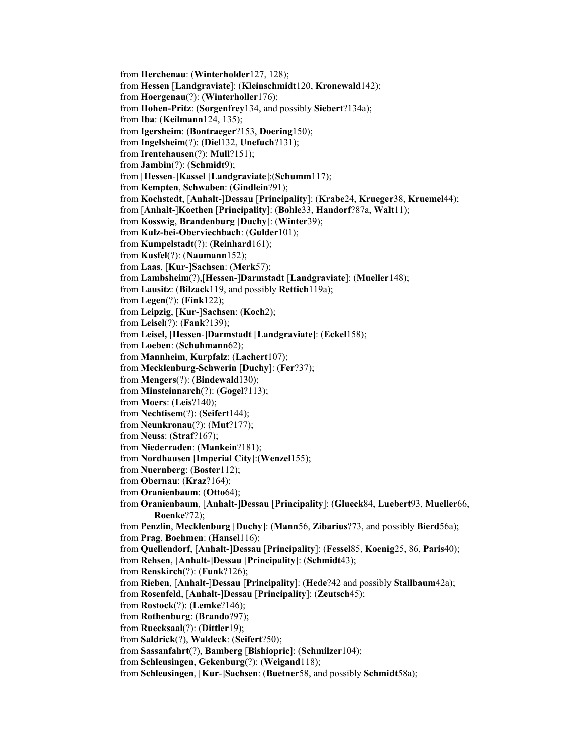from **Herchenau**: (**Winterholder**127, 128);
from **Hessen** [**Landgraviate**]: (**Kleinschmidt**120, **Kronewald**142);
from **Hoergenau**(?): (**Winterholler**176);
from **Hohen-Pritz**: (**Sorgenfrey**134, and possibly **Siebert**?134a);
from **Iba**: (**Keilmann**124, 135);
from **Igersheim**: (**Bontraeger**?153, **Doering**150);
from **Ingelsheim**(?): (**Diel**132, **Unefuch**?131);
from **Irentehausen**(?): **Mull**?151);
from **Jambin**(?): (**Schmidt**9);
from [**Hessen**-]**Kassel** [**Landgraviate**]:(**Schumm**117);
from **Kempten**, **Schwaben**: (**Gindlein**?91);
from **Kochstedt**, [**Anhalt-**]**Dessau** [**Principality**]: (**Krabe**24, **Krueger**38, **Kruemel**44);
from [**Anhalt**-]**Koethen** [**Principality**]: (**Bohle**33, **Handorf**?87a, **Walt**11);
from **Kosswig**, **Brandenburg** [**Duchy**]: (**Winter**39);
from **Kulz-bei-Oberviechbach**: (**Gulder**101);
from **Kumpelstadt**(?): (**Reinhard**161);
from **Kusfel**(?): (**Naumann**152);
from **Laas**, [**Kur**-]**Sachsen**: (**Merk**57);
from **Lambsheim**(?),[**Hessen**-]**Darmstadt** [**Landgraviate**]: (**Mueller**148);
from **Lausitz**: (**Bilzack**119, and possibly **Rettich**119a);
from **Legen**(?): (**Fink**122);
from **Leipzig**, [**Kur**-]**Sachsen**: (**Koch**2);
from **Leisel**(?): (**Fank**?139);
from **Leisel,** [**Hessen**-]**Darmstadt** [**Landgraviate**]: (**Eckel**158);
from **Loeben**: (**Schuhmann**62);
from **Mannheim**, **Kurpfalz**: (**Lachert**107);
from **Mecklenburg-Schwerin** [**Duchy**]: (**Fer**?37);
from **Mengers**(?): (**Bindewald**130);
from **Minsteinnarch**(?): (**Gogel**?113);
from **Moers**: (**Leis**?140);
from **Nechtisem**(?): (**Seifert**144);
from **Neunkronau**(?): (**Mut**?177);
from **Neuss**: (**Straf**?167);
from **Niederraden**: (**Mankein**?181);
from **Nordhausen** [**Imperial City**]:(**Wenzel**155);
from **Nuernberg**: (**Boster**112);
from **Obernau**: (**Kraz**?164);
from **Oranienbaum**: (**Otto**64);
from **Oranienbaum**, [**Anhalt-**]**Dessau** [**Principality**]: (**Glueck**84, **Luebert**93, **Mueller**66, **Roenke**?72);
from **Penzlin**, **Mecklenburg** [**Duchy**]: (**Mann**56, **Zibarius**?73, and possibly **Bierd**56a);
from **Prag**, **Boehmen**: (**Hansel**116);
from **Quellendorf**, [**Anhalt-**]**Dessau** [**Principality**]: (**Fessel**85, **Koenig**25, 86, **Paris**40);
from **Rehsen**, [**Anhalt-**]**Dessau** [**Principality**]: (**Schmidt**43);
from **Renskirch**(?): (**Funk**?126);
from **Rieben**, [**Anhalt-**]**Dessau** [**Principality**]: (**Hede**?42 and possibly **Stallbaum**42a);
from **Rosenfeld**, [**Anhalt-**]**Dessau** [**Principality**]: (**Zeutsch**45);
from **Rostock**(?): (**Lemke**?146);
from **Rothenburg**: (**Brando**?97);
from **Ruecksaal**(?): (**Dittler**19);
from **Saldrick**(?), **Waldeck**: (**Seifert**?50);
from **Sassanfahrt**(?), **Bamberg** [**Bishiopric**]: (**Schmilzer**104);
from **Schleusingen**, **Gekenburg**(?): (**Weigand**118);
from **Schleusingen**, [**Kur**-]**Sachsen**: (**Buetner**58, and possibly **Schmidt**58a);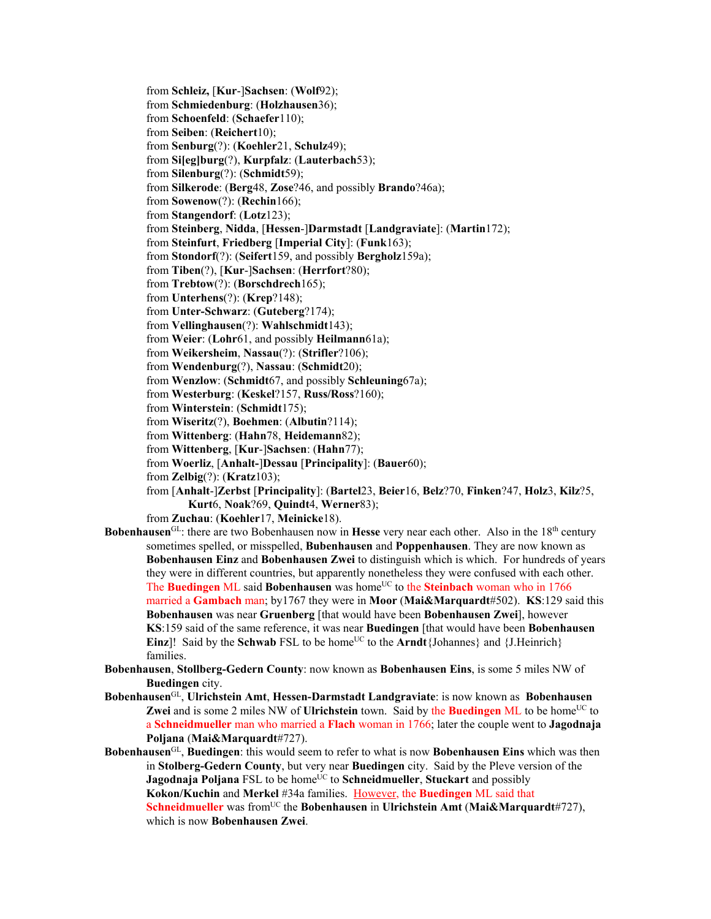from **Schleiz,** [**Kur**-]**Sachsen**: (**Wolf**92);
from **Schmiedenburg**: (**Holzhausen**36);
from **Schoenfeld**: (**Schaefer**110);
from **Seiben**: (**Reichert**10);
from **Senburg**(?): (**Koehler**21, **Schulz**49);
from **Si[eg]burg**(?), **Kurpfalz**: (**Lauterbach**53);
from **Silenburg**(?): (**Schmidt**59);
from **Silkerode**: (**Berg**48, **Zose**?46, and possibly **Brando**?46a);
from **Sowenow**(?): (**Rechin**166);
from **Stangendorf**: (**Lotz**123);
from **Steinberg**, **Nidda**, [**Hessen**-]**Darmstadt** [**Landgraviate**]: (**Martin**172);
from **Steinfurt**, **Friedberg** [**Imperial City**]: (**Funk**163);
from **Stondorf**(?): (**Seifert**159, and possibly **Bergholz**159a);
from **Tiben**(?), [**Kur**-]**Sachsen**: (**Herrfort**?80);
from **Trebtow**(?): (**Borschdrech**165);
from **Unterhens**(?): (**Krep**?148);
from **Unter-Schwarz**: (**Guteberg**?174);
from **Vellinghausen**(?): **Wahlschmidt**143);
from **Weier**: (**Lohr**61, and possibly **Heilmann**61a);
from **Weikersheim**, **Nassau**(?): (**Strifler**?106);
from **Wendenburg**(?), **Nassau**: (**Schmidt**20);
from **Wenzlow**: (**Schmidt**67, and possibly **Schleuning**67a);
from **Westerburg**: (**Keskel**?157, **Russ/Ross**?160);
from **Winterstein**: (**Schmidt**175);
from **Wiseritz**(?), **Boehmen**: (**Albutin**?114);
from **Wittenberg**: (**Hahn**78, **Heidemann**82);
from **Wittenberg**, [**Kur**-]**Sachsen**: (**Hahn**77);
from **Woerliz**, [**Anhalt-**]**Dessau** [**Principality**]: (**Bauer**60);
from **Zelbig**(?): (**Kratz**103);
from [**Anhalt**-]**Zerbst** [**Principality**]: (**Bartel**23, **Beier**16, **Belz**?70, **Finken**?47, **Holz**3, **Kilz**?5, **Kurt**6, **Noak**?69, **Quindt**4, **Werner**83);
from **Zuchau**: (**Koehler**17, **Meinicke**18).

**Bobenhausen**[GL]: there are two Bobenhausen now in **Hesse** very near each other. Also in the 18[th] century sometimes spelled, or misspelled, **Bubenhausen** and **Poppenhausen**. They are now known as **Bobenhausen Einz** and **Bobenhausen Zwei** to distinguish which is which. For hundreds of years they were in different countries, but apparently nonetheless they were confused with each other. The **Buedingen** ML said **Bobenhausen** was home[UC] to the **Steinbach** woman who in 1766 married a **Gambach** man; by1767 they were in **Moor** (**Mai&Marquardt**#502). **KS**:129 said this **Bobenhausen** was near **Gruenberg** [that would have been **Bobenhausen Zwei**], however **KS**:159 said of the same reference, it was near **Buedingen** [that would have been **Bobenhausen Einz**]! Said by the **Schwab** FSL to be home[UC] to the **Arndt**{Johannes} and {J.Heinrich} families.

**Bobenhausen**, **Stollberg-Gedern County**: now known as **Bobenhausen Eins**, is some 5 miles NW of **Buedingen** city.

**Bobenhausen**[GL], **Ulrichstein Amt**, **Hessen-Darmstadt Landgraviate**: is now known as **Bobenhausen Zwei** and is some 2 miles NW of **Ulrichstein** town. Said by the **Buedingen** ML to be home[UC] to a **Schneidmueller** man who married a **Flach** woman in 1766; later the couple went to **Jagodnaja Poljana** (**Mai&Marquardt**#727).

**Bobenhausen**[GL], **Buedingen**: this would seem to refer to what is now **Bobenhausen Eins** which was then in **Stolberg-Gedern County**, but very near **Buedingen** city. Said by the Pleve version of the **Jagodnaja Poljana** FSL to be home[UC] to **Schneidmueller**, **Stuckart** and possibly **Kokon/Kuchin** and **Merkel** #34a families. However, the **Buedingen** ML said that **Schneidmueller** was from[UC] the **Bobenhausen** in **Ulrichstein Amt** (**Mai&Marquardt**#727), which is now **Bobenhausen Zwei**.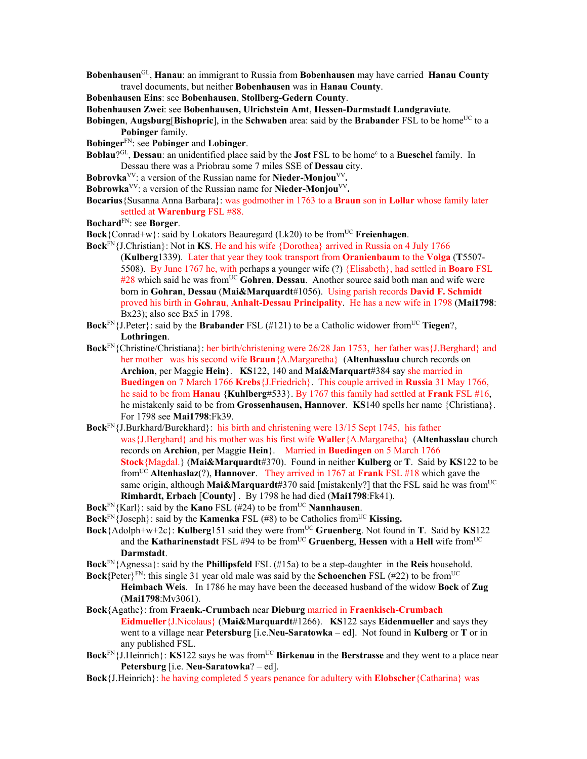**Bobenhausen**[GL], **Hanau**: an immigrant to Russia from **Bobenhausen** may have carried **Hanau County** travel documents, but neither **Bobenhausen** was in **Hanau County**.

**Bobenhausen Eins**: see **Bobenhausen, Stollberg-Gedern County**.

**Bobenhausen Zwei**: see **Bobenhausen, Ulrichstein Amt, Hessen-Darmstadt Landgraviate**.

**Bobingen**, **Augsburg**[**Bishopric**], in the **Schwaben** area: said by the **Brabander** FSL to be home[UC] to a **Pobinger** family.

**Bobinger**[FN]: see **Pobinger** and **Lobinger**.

**Boblau**?[GL], **Dessau**: an unidentified place said by the **Jost** FSL to be home[c] to a **Bueschel** family. In Dessau there was a Priobrau some 7 miles SSE of **Dessau** city.

**Bobrovka**[VV]: a version of the Russian name for **Nieder-Monjou**[VV].

**Bobrowka**[VV]: a version of the Russian name for **Nieder-Monjou**[VV].

**Bocarius**{Susanna Anna Barbara}: was godmother in 1763 to a **Braun** son in **Lollar** whose family later settled at **Warenburg** FSL #88.

**Bochard**[FN]: see **Borger**.

**Bock**{Conrad+w}: said by Lokators Beauregard (Lk20) to be from[UC] **Freienhagen**.

**Bock**[FN]{J.Christian}: Not in **KS**. He and his wife {Dorothea} arrived in Russia on 4 July 1766 (**Kulberg**1339). Later that year they took transport from **Oranienbaum** to the **Volga** (**T**5507-5508). By June 1767 he, with perhaps a younger wife (?) {Elisabeth}, had settled in **Boaro** FSL #28 which said he was from[UC] **Gohren**, **Dessau**. Another source said both man and wife were born in **Gohran**, **Dessau** (**Mai&Marquardt**#1056). Using parish records **David F. Schmidt** proved his birth in **Gohrau**, **Anhalt-Dessau Principality**. He has a new wife in 1798 (**Mai1798**: Bx23); also see Bx5 in 1798.

**Bock**[FN]{J.Peter}: said by the **Brabander** FSL (#121) to be a Catholic widower from[UC] **Tiegen**?, **Lothringen**.

**Bock**[FN]{Christine/Christiana}: her birth/christening were 26/28 Jan 1753, her father was{J.Berghard} and her mother was his second wife **Braun**{A.Margaretha} (**Altenhasslau** church records on **Archion**, per Maggie **Hein**}. **KS**122, 140 and **Mai&Marquart**#384 say she married in **Buedingen** on 7 March 1766 **Krebs**{J.Friedrich}. This couple arrived in **Russia** 31 May 1766, he said to be from **Hanau** {**Kuhlberg**#533}. By 1767 this family had settled at **Frank** FSL #16, he mistakenly said to be from **Grossenhausen, Hannover**. **KS**140 spells her name {Christiana}. For 1798 see **Mai1798**:Fk39.

**Bock**[FN]{J.Burkhard/Burckhard}: his birth and christening were 13/15 Sept 1745, his father was{J.Berghard} and his mother was his first wife **Waller**{A.Margaretha} (**Altenhasslau** church records on **Archion**, per Maggie **Hein**}. Married in **Buedingen** on 5 March 1766 **Stock**{Magdal.} (**Mai&Marquardt**#370). Found in neither **Kulberg** or **T**. Said by **KS**122 to be from[UC] **Altenhaslaz**(?), **Hannover**. They arrived in 1767 at **Frank** FSL #18 which gave the same origin, although **Mai&Marquardt**#370 said [mistakenly?] that the FSL said he was from[UC] **Rimhardt, Erbach** [**County**] . By 1798 he had died (**Mai1798**:Fk41).

**Bock**[FN]{Karl}: said by the **Kano** FSL (#24) to be from[UC] **Nannhausen**.

**Bock**[FN]{Joseph}: said by the **Kamenka** FSL (#8) to be Catholics from[UC] **Kissing.**

**Bock**{Adolph+w+2c}: **Kulberg**151 said they were from[UC] **Gruenberg**. Not found in **T**. Said by **KS**122 and the **Katharinenstadt** FSL #94 to be from[UC] **Gruenberg**, **Hessen** with a **Hell** wife from[UC] **Darmstadt**.

**Bock**[FN]{Agnessa}: said by the **Phillipsfeld** FSL (#15a) to be a step-daughter in the **Reis** household.

**Bock{**Peter}[FN]: this single 31 year old male was said by the **Schoenchen** FSL (#22) to be from[UC] **Heimbach Weis**. In 1786 he may have been the deceased husband of the widow **Bock** of **Zug** (**Mai1798**:Mv3061).

**Bock**{Agathe}: from **Fraenk.-Crumbach** near **Dieburg** married in **Fraenkisch-Crumbach** **Eidmueller**{J.Nicolaus} (**Mai&Marquardt**#1266). **KS**122 says **Eidenmueller** and says they went to a village near **Petersburg** [i.e.**Neu-Saratowka** – ed]. Not found in **Kulberg** or **T** or in any published FSL.

**Bock**[FN]{J.Heinrich}: **KS**122 says he was from[UC] **Birkenau** in the **Berstrasse** and they went to a place near **Petersburg** [i.e. **Neu-Saratowka**? – ed].

**Bock**{J.Heinrich}: he having completed 5 years penance for adultery with **Elobscher**{Catharina} was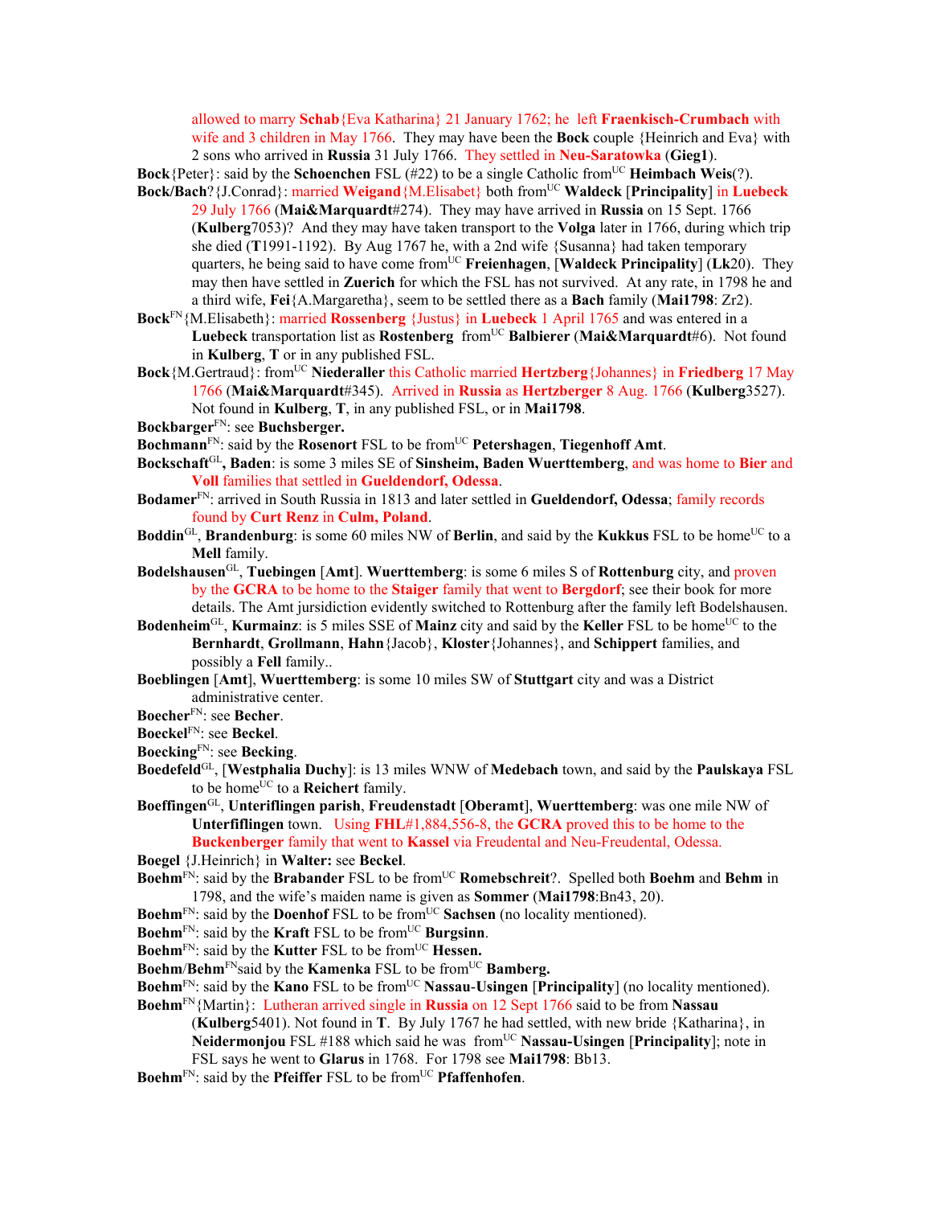allowed to marry **Schab**{Eva Katharina} 21 January 1762; he left **Fraenkisch-Crumbach** with wife and 3 children in May 1766. They may have been the **Bock** couple {Heinrich and Eva} with 2 sons who arrived in **Russia** 31 July 1766. They settled in **Neu-Saratowka** (**Gieg1**).

**Bock**{Peter}: said by the **Schoenchen** FSL (#22) to be a single Catholic from[UC] **Heimbach Weis**(?).

**Bock/Bach**?{J.Conrad}: married **Weigand**{M.Elisabet} both from[UC] **Waldeck** [**Principality**] in **Luebeck** 29 July 1766 (**Mai&Marquardt**#274). They may have arrived in **Russia** on 15 Sept. 1766 (**Kulberg**7053)? And they may have taken transport to the **Volga** later in 1766, during which trip she died (**T**1991-1192). By Aug 1767 he, with a 2nd wife {Susanna} had taken temporary quarters, he being said to have come from[UC] **Freienhagen**, [**Waldeck Principality**] (**Lk**20). They may then have settled in **Zuerich** for which the FSL has not survived. At any rate, in 1798 he and a third wife, **Fei**{A.Margaretha}, seem to be settled there as a **Bach** family (**Mai1798**: Zr2).

**Bock**[FN]{M.Elisabeth}: married **Rossenberg** {Justus} in **Luebeck** 1 April 1765 and was entered in a **Luebeck** transportation list as **Rostenberg** from[UC] **Balbierer** (**Mai&Marquardt**#6). Not found in **Kulberg**, **T** or in any published FSL.

**Bock**{M.Gertraud}: from[UC] **Niederaller** this Catholic married **Hertzberg**{Johannes} in **Friedberg** 17 May 1766 (**Mai&Marquardt**#345). Arrived in **Russia** as **Hertzberger** 8 Aug. 1766 (**Kulberg**3527). Not found in **Kulberg**, **T**, in any published FSL, or in **Mai1798**.

**Bockbarger**[FN]: see **Buchsberger.**

**Bochmann**[FN]: said by the **Rosenort** FSL to be from[UC] **Petershagen**, **Tiegenhoff Amt**.

**Bockschaft**[GL]**, Baden**: is some 3 miles SE of **Sinsheim, Baden Wuerttemberg**, and was home to **Bier** and **Voll** families that settled in **Gueldendorf, Odessa**.

**Bodamer**[FN]: arrived in South Russia in 1813 and later settled in **Gueldendorf, Odessa**; family records found by **Curt Renz** in **Culm, Poland**.

**Boddin**[GL], **Brandenburg**: is some 60 miles NW of **Berlin**, and said by the **Kukkus** FSL to be home[UC] to a **Mell** family.

**Bodelshausen**[GL], **Tuebingen** [**Amt**]. **Wuerttemberg**: is some 6 miles S of **Rottenburg** city, and proven by the **GCRA** to be home to the **Staiger** family that went to **Bergdorf**; see their book for more details. The Amt jursidiction evidently switched to Rottenburg after the family left Bodelshausen.

**Bodenheim**[GL], **Kurmainz**: is 5 miles SSE of **Mainz** city and said by the **Keller** FSL to be home[UC] to the **Bernhardt**, **Grollmann**, **Hahn**{Jacob}, **Kloster**{Johannes}, and **Schippert** families, and possibly a **Fell** family..

**Boeblingen** [**Amt**], **Wuerttemberg**: is some 10 miles SW of **Stuttgart** city and was a District administrative center.

**Boecher**[FN]: see **Becher**.

**Boeckel**[FN]: see **Beckel**.

**Boecking**[FN]: see **Becking**.

**Boedefeld**[GL], [**Westphalia Duchy**]: is 13 miles WNW of **Medebach** town, and said by the **Paulskaya** FSL to be home[UC] to a **Reichert** family.

**Boeffingen**[GL], **Unteriflingen parish**, **Freudenstadt** [**Oberamt**], **Wuerttemberg**: was one mile NW of **Unterfiflingen** town. Using **FHL**#1,884,556-8, the **GCRA** proved this to be home to the **Buckenberger** family that went to **Kassel** via Freudental and Neu-Freudental, Odessa.

**Boegel** {J.Heinrich} in **Walter:** see **Beckel**.

**Boehm**[FN]: said by the **Brabander** FSL to be from[UC] **Romebschreit**?. Spelled both **Boehm** and **Behm** in 1798, and the wife's maiden name is given as **Sommer** (**Mai1798**:Bn43, 20).

**Boehm**[FN]: said by the **Doenhof** FSL to be from[UC] **Sachsen** (no locality mentioned).

**Boehm**[FN]: said by the **Kraft** FSL to be from[UC] **Burgsinn**.

**Boehm**[FN]: said by the **Kutter** FSL to be from[UC] **Hessen.**

**Boehm**/**Behm**[FN]said by the **Kamenka** FSL to be from[UC] **Bamberg.**

**Boehm**[FN]: said by the **Kano** FSL to be from[UC] **Nassau**-**Usingen** [**Principality**] (no locality mentioned).

**Boehm**[FN]{Martin}: Lutheran arrived single in **Russia** on 12 Sept 1766 said to be from **Nassau** (**Kulberg**5401). Not found in **T**. By July 1767 he had settled, with new bride {Katharina}, in **Neidermonjou** FSL #188 which said he was from[UC] **Nassau-Usingen** [**Principality**]; note in FSL says he went to **Glarus** in 1768. For 1798 see **Mai1798**: Bb13.

**Boehm**[FN]: said by the **Pfeiffer** FSL to be from[UC] **Pfaffenhofen**.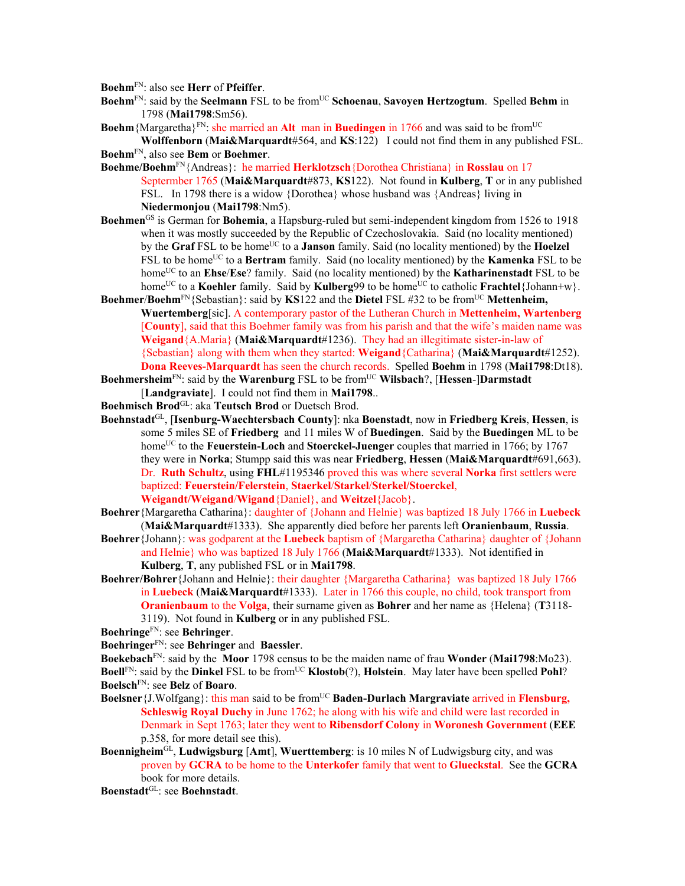**Boehm**[FN]: also see **Herr** of **Pfeiffer**.

**Boehm**[FN]: said by the **Seelmann** FSL to be from[UC] **Schoenau**, **Savoyen Hertzogtum**. Spelled **Behm** in 1798 (**Mai1798**:Sm56).

**Boehm**{Margaretha}[FN]: she married an **Alt** man in **Buedingen** in 1766 and was said to be from[UC] **Wolffenborn** (**Mai&Marquardt**#564, and **KS**:122) I could not find them in any published FSL.

**Boehm**[FN], also see **Bem** or **Boehmer**.

**Boehme/Boehm**[FN]{Andreas}: he married **Herklotzsch**{Dorothea Christiana} in **Rosslau** on 17 Septermber 1765 (**Mai&Marquardt**#873, **KS**122). Not found in **Kulberg**, **T** or in any published FSL. In 1798 there is a widow {Dorothea} whose husband was {Andreas} living in **Niedermonjou** (**Mai1798**:Nm5).

**Boehmen**[GS] is German for **Bohemia**, a Hapsburg-ruled but semi-independent kingdom from 1526 to 1918 when it was mostly succeeded by the Republic of Czechoslovakia. Said (no locality mentioned) by the **Graf** FSL to be home[UC] to a **Janson** family. Said (no locality mentioned) by the **Hoelzel** FSL to be home[UC] to a **Bertram** family. Said (no locality mentioned) by the **Kamenka** FSL to be home[UC] to an **Ehse**/**Ese**? family. Said (no locality mentioned) by the **Katharinenstadt** FSL to be home[UC] to a **Koehler** family. Said by **Kulberg**99 to be home[UC] to catholic **Frachtel**{Johann+w}.

**Boehmer**/**Boehm**[FN]{Sebastian}: said by **KS**122 and the **Dietel** FSL #32 to be from[UC] **Mettenheim, Wuertemberg**[sic]. A contemporary pastor of the Lutheran Church in **Mettenheim, Wartenberg** [**County**], said that this Boehmer family was from his parish and that the wife's maiden name was **Weigand**{A.Maria} (**Mai&Marquardt**#1236). They had an illegitimate sister-in-law of {Sebastian} along with them when they started: **Weigand**{Catharina} (**Mai&Marquardt**#1252). **Dona Reeves-Marquardt** has seen the church records. Spelled **Boehm** in 1798 (**Mai1798**:Dt18).

**Boehmersheim**[FN]: said by the **Warenburg** FSL to be from[UC] **Wilsbach**?, [**Hessen**-]**Darmstadt** [**Landgraviate**]. I could not find them in **Mai1798**..

**Boehmisch Brod**[GL]: aka **Teutsch Brod** or Duetsch Brod.

**Boehnstadt**[GL], [**Isenburg-Waechtersbach County**]: nka **Boenstadt**, now in **Friedberg Kreis**, **Hessen**, is some 5 miles SE of **Friedberg** and 11 miles W of **Buedingen**. Said by the **Buedingen** ML to be home[UC] to the **Feuerstein-Loch** and **Stoerckel-Juenger** couples that married in 1766; by 1767 they were in **Norka**; Stumpp said this was near **Friedberg**, **Hessen** (**Mai&Marquardt**#691,663). Dr. **Ruth Schultz**, using **FHL**#1195346 proved this was where several **Norka** first settlers were baptized: **Feuerstein/Felerstein**, **Staerkel**/**Starkel**/**Sterkel/Stoerckel**, **Weigandt/Weigand**/**Wigand**{Daniel}, and **Weitzel**{Jacob}.

**Boehrer**{Margaretha Catharina}: daughter of {Johann and Helnie} was baptized 18 July 1766 in **Luebeck** (**Mai&Marquardt**#1333). She apparently died before her parents left **Oranienbaum**, **Russia**.

**Boehrer**{Johann}: was godparent at the **Luebeck** baptism of {Margaretha Catharina} daughter of {Johann and Helnie} who was baptized 18 July 1766 (**Mai&Marquardt**#1333). Not identified in **Kulberg**, **T**, any published FSL or in **Mai1798**.

**Boehrer/Bohrer**{Johann and Helnie}: their daughter {Margaretha Catharina} was baptized 18 July 1766 in **Luebeck** (**Mai&Marquardt**#1333). Later in 1766 this couple, no child, took transport from **Oranienbaum** to the **Volga**, their surname given as **Bohrer** and her name as {Helena} (**T**3118-3119). Not found in **Kulberg** or in any published FSL.

**Boehringe**[FN]: see **Behringer**.

**Boehringer**[FN]: see **Behringer** and **Baessler**.

**Boekebach**[FN]: said by the **Moor** 1798 census to be the maiden name of frau **Wonder** (**Mai1798**:Mo23).

**Boell**[FN]: said by the **Dinkel** FSL to be from[UC] **Klostob**(?), **Holstein**. May later have been spelled **Pohl**?

**Boelsch**[FN]: see **Belz** of **Boaro**.

**Boelsner**{J.Wolfgang}: this man said to be from[UC] **Baden-Durlach Margraviate** arrived in **Flensburg, Schleswig Royal Duchy** in June 1762; he along with his wife and child were last recorded in Denmark in Sept 1763; later they went to **Ribensdorf Colony** in **Woronesh Government** (**EEE** p.358, for more detail see this).

**Boennigheim**[GL], **Ludwigsburg** [**Amt**], **Wuerttemberg**: is 10 miles N of Ludwigsburg city, and was proven by **GCRA** to be home to the **Unterkofer** family that went to **Glueckstal**. See the **GCRA** book for more details.

**Boenstadt**[GL]: see **Boehnstadt**.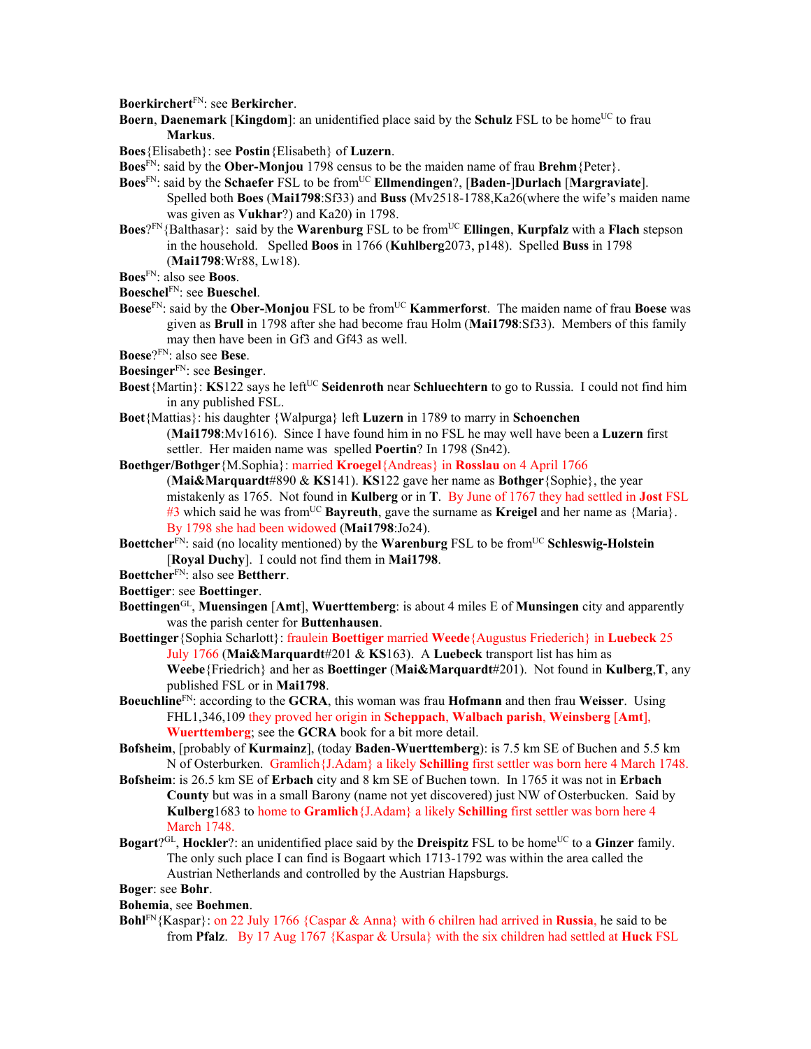**Boerkirchert**[FN]: see **Berkircher**.

**Boern**, **Daenemark** [**Kingdom**]: an unidentified place said by the **Schulz** FSL to be home[UC] to frau **Markus**.

**Boes**{Elisabeth}: see **Postin**{Elisabeth} of **Luzern**.

**Boes**[FN]: said by the **Ober-Monjou** 1798 census to be the maiden name of frau **Brehm**{Peter}.

**Boes**[FN]: said by the **Schaefer** FSL to be from[UC] **Ellmendingen**?, [**Baden**-]**Durlach** [**Margraviate**]. Spelled both **Boes** (**Mai1798**:Sf33) and **Buss** (Mv2518-1788,Ka26(where the wife's maiden name was given as **Vukhar**?) and Ka20) in 1798.

**Boes**?[FN]{Balthasar}: said by the **Warenburg** FSL to be from[UC] **Ellingen**, **Kurpfalz** with a **Flach** stepson in the household. Spelled **Boos** in 1766 (**Kuhlberg**2073, p148). Spelled **Buss** in 1798 (**Mai1798**:Wr88, Lw18).

**Boes**[FN]: also see **Boos**.

**Boeschel**[FN]: see **Bueschel**.

**Boese**[FN]: said by the **Ober-Monjou** FSL to be from[UC] **Kammerforst**. The maiden name of frau **Boese** was given as **Brull** in 1798 after she had become frau Holm (**Mai1798**:Sf33). Members of this family may then have been in Gf3 and Gf43 as well.

**Boese**?[FN]: also see **Bese**.

**Boesinger**[FN]: see **Besinger**.

**Boest**{Martin}: **KS**122 says he left[UC] **Seidenroth** near **Schluechtern** to go to Russia. I could not find him in any published FSL.

**Boet**{Mattias}: his daughter {Walpurga} left **Luzern** in 1789 to marry in **Schoenchen** (**Mai1798**:Mv1616). Since I have found him in no FSL he may well have been a **Luzern** first settler. Her maiden name was spelled **Poertin**? In 1798 (Sn42).

**Boethger**/**Bothger**{M.Sophia}: married **Kroegel**{Andreas} in **Rosslau** on 4 April 1766 (**Mai&Marquardt**#890 & **KS**141). **KS**122 gave her name as **Bothger**{Sophie}, the year mistakenly as 1765. Not found in **Kulberg** or in **T**. By June of 1767 they had settled in **Jost** FSL #3 which said he was from[UC] **Bayreuth**, gave the surname as **Kreigel** and her name as {Maria}. By 1798 she had been widowed (**Mai1798**:Jo24).

**Boettcher**[FN]: said (no locality mentioned) by the **Warenburg** FSL to be from[UC] **Schleswig-Holstein** [**Royal Duchy**]. I could not find them in **Mai1798**.

**Boettcher**[FN]: also see **Bettherr**.

**Boettiger**: see **Boettinger**.

**Boettingen**[GL], **Muensingen** [**Amt**], **Wuerttemberg**: is about 4 miles E of **Munsingen** city and apparently was the parish center for **Buttenhausen**.

**Boettinger**{Sophia Scharlott}: fraulein **Boettiger** married **Weede**{Augustus Friederich} in **Luebeck** 25 July 1766 (**Mai&Marquardt**#201 & **KS**163). A **Luebeck** transport list has him as **Weebe**{Friedrich} and her as **Boettinger** (**Mai&Marquardt**#201). Not found in **Kulberg**,**T**, any published FSL or in **Mai1798**.

**Boeuchline**[FN]: according to the **GCRA**, this woman was frau **Hofmann** and then frau **Weisser**. Using FHL1,346,109 they proved her origin in **Scheppach**, **Walbach parish**, **Weinsberg** [**Amt**], **Wuerttemberg**; see the **GCRA** book for a bit more detail.

**Bofsheim**, [probably of **Kurmainz**], (today **Baden-Wuerttemberg**): is 7.5 km SE of Buchen and 5.5 km N of Osterburken. Gramlich{J.Adam} a likely **Schilling** first settler was born here 4 March 1748.

**Bofsheim**: is 26.5 km SE of **Erbach** city and 8 km SE of Buchen town. In 1765 it was not in **Erbach County** but was in a small Barony (name not yet discovered) just NW of Osterbucken. Said by **Kulberg**1683 to home to **Gramlich**{J.Adam} a likely **Schilling** first settler was born here 4 March 1748.

**Bogart**?[GL], **Hockler**?: an unidentified place said by the **Dreispitz** FSL to be home[UC] to a **Ginzer** family. The only such place I can find is Bogaart which 1713-1792 was within the area called the Austrian Netherlands and controlled by the Austrian Hapsburgs.

**Boger**: see **Bohr**.

**Bohemia**, see **Boehmen**.

**Bohl**[FN]{Kaspar}: on 22 July 1766 {Caspar & Anna} with 6 chilren had arrived in **Russia**, he said to be from **Pfalz**. By 17 Aug 1767 {Kaspar & Ursula} with the six children had settled at **Huck** FSL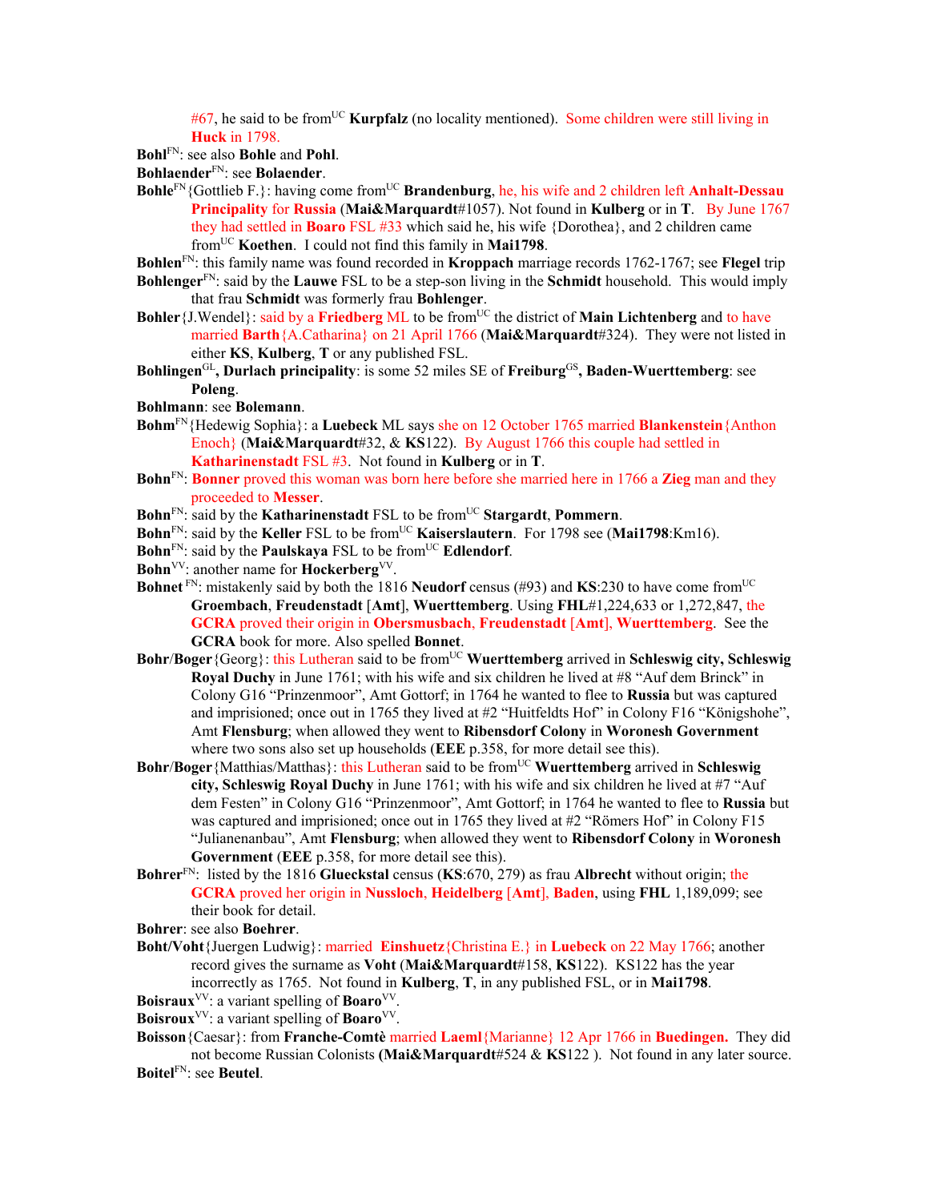#67, he said to be from[UC] **Kurpfalz** (no locality mentioned). Some children were still living in **Huck** in 1798.

**Bohl**[FN]: see also **Bohle** and **Pohl**.

**Bohlaender**[FN]: see **Bolaender**.

**Bohle**[FN]{Gottlieb F.}: having come from[UC] **Brandenburg**, he, his wife and 2 children left **Anhalt-Dessau Principality** for **Russia** (**Mai&Marquardt**#1057). Not found in **Kulberg** or in **T**. By June 1767 they had settled in **Boaro** FSL #33 which said he, his wife {Dorothea}, and 2 children came from[UC] **Koethen**. I could not find this family in **Mai1798**.

**Bohlen**[FN]: this family name was found recorded in **Kroppach** marriage records 1762-1767; see **Flegel** trip

**Bohlenger**[FN]: said by the **Lauwe** FSL to be a step-son living in the **Schmidt** household. This would imply that frau **Schmidt** was formerly frau **Bohlenger**.

**Bohler**{J.Wendel}: said by a **Friedberg** ML to be from[UC] the district of **Main Lichtenberg** and to have married **Barth**{A.Catharina} on 21 April 1766 (**Mai&Marquardt**#324). They were not listed in either **KS**, **Kulberg**, **T** or any published FSL.

**Bohlingen**[GL]**, Durlach principality**: is some 52 miles SE of **Freiburg**[GS]**, Baden-Wuerttemberg**: see **Poleng**.

**Bohlmann**: see **Bolemann**.

**Bohm**[FN]{Hedewig Sophia}: a **Luebeck** ML says she on 12 October 1765 married **Blankenstein**{Anthon Enoch} (**Mai&Marquardt**#32, & **KS**122). By August 1766 this couple had settled in **Katharinenstadt** FSL #3. Not found in **Kulberg** or in **T**.

**Bohn**[FN]: **Bonner** proved this woman was born here before she married here in 1766 a **Zieg** man and they proceeded to **Messer**.

**Bohn**[FN]: said by the **Katharinenstadt** FSL to be from[UC] **Stargardt**, **Pommern**.

**Bohn**[FN]: said by the **Keller** FSL to be from[UC] **Kaiserslautern**. For 1798 see (**Mai1798**:Km16).

**Bohn**[FN]: said by the **Paulskaya** FSL to be from[UC] **Edlendorf**.

**Bohn**[VV]: another name for **Hockerberg**[VV].

**Bohnet** [FN]: mistakenly said by both the 1816 **Neudorf** census (#93) and **KS**:230 to have come from[UC] **Groembach**, **Freudenstadt** [**Amt**], **Wuerttemberg**. Using **FHL**#1,224,633 or 1,272,847, the **GCRA** proved their origin in **Obersmusbach**, **Freudenstadt** [**Amt**], **Wuerttemberg**. See the **GCRA** book for more. Also spelled **Bonnet**.

**Bohr**/**Boger**{Georg}: this Lutheran said to be from[UC] **Wuerttemberg** arrived in **Schleswig city, Schleswig Royal Duchy** in June 1761; with his wife and six children he lived at #8 "Auf dem Brinck" in Colony G16 "Prinzenmoor", Amt Gottorf; in 1764 he wanted to flee to **Russia** but was captured and imprisioned; once out in 1765 they lived at #2 "Huitfeldts Hof" in Colony F16 "Königshohe", Amt **Flensburg**; when allowed they went to **Ribensdorf Colony** in **Woronesh Government** where two sons also set up households (**EEE** p.358, for more detail see this).

**Bohr**/**Boger**{Matthias/Matthas}: this Lutheran said to be from[UC] **Wuerttemberg** arrived in **Schleswig city, Schleswig Royal Duchy** in June 1761; with his wife and six children he lived at #7 "Auf dem Festen" in Colony G16 "Prinzenmoor", Amt Gottorf; in 1764 he wanted to flee to **Russia** but was captured and imprisioned; once out in 1765 they lived at #2 "Römers Hof" in Colony F15 "Julianenanbau", Amt **Flensburg**; when allowed they went to **Ribensdorf Colony** in **Woronesh Government** (**EEE** p.358, for more detail see this).

**Bohrer**[FN]: listed by the 1816 **Glueckstal** census (**KS**:670, 279) as frau **Albrecht** without origin; the **GCRA** proved her origin in **Nussloch**, **Heidelberg** [**Amt**], **Baden**, using **FHL** 1,189,099; see their book for detail.

**Bohrer**: see also **Boehrer**.

**Boht/Voht**{Juergen Ludwig}: married **Einshuetz**{Christina E.} in **Luebeck** on 22 May 1766; another record gives the surname as **Voht** (**Mai&Marquardt**#158, **KS**122). KS122 has the year incorrectly as 1765. Not found in **Kulberg**, **T**, in any published FSL, or in **Mai1798**.

**Boisraux**[VV]: a variant spelling of **Boaro**[VV].

**Boisroux**[VV]: a variant spelling of **Boaro**[VV].

**Boisson**{Caesar}: from **Franche-Comtè** married **Laeml**{Marianne} 12 Apr 1766 in **Buedingen.** They did not become Russian Colonists **(Mai&Marquardt**#524 & **KS**122 ). Not found in any later source.

**Boitel**[FN]: see **Beutel**.